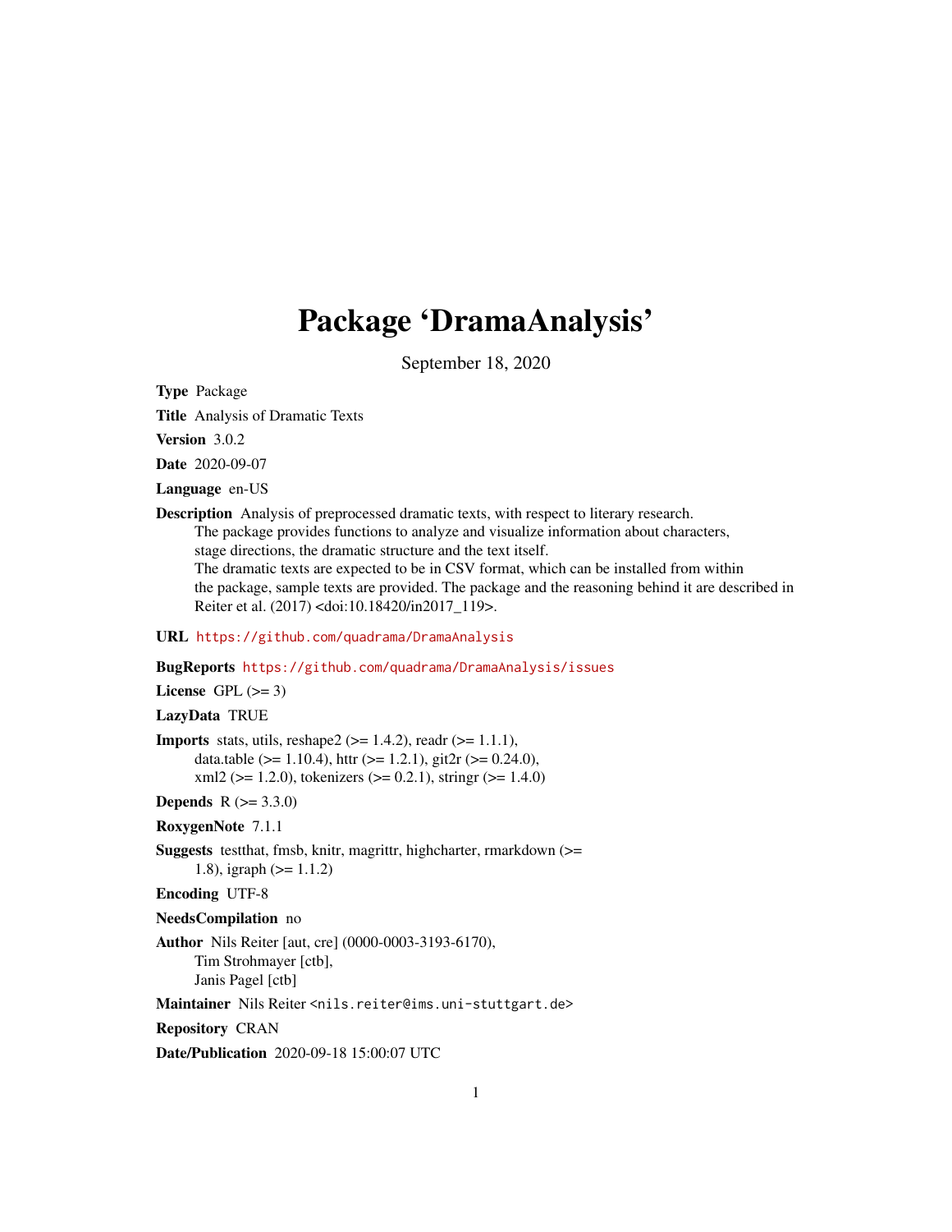# Package 'DramaAnalysis'

September 18, 2020

**Type** Package

**Title** Analysis of Dramatic Texts

**Version** 3.0.2

**Date** 2020-09-07

**Language** en-US

**Description** Analysis of preprocessed dramatic texts, with respect to literary research. The package provides functions to analyze and visualize information about characters, stage directions, the dramatic structure and the text itself. The dramatic texts are expected to be in CSV format, which can be installed from within the package, sample texts are provided. The package and the reasoning behind it are described in Reiter et al. (2017) <doi:10.18420/in2017_119>.

**URL** https://github.com/quadrama/DramaAnalysis

**BugReports** https://github.com/quadrama/DramaAnalysis/issues

**License** GPL (>= 3)

**LazyData** TRUE

**Imports** stats, utils, reshape2 (>= 1.4.2), readr (>= 1.1.1), data.table (>= 1.10.4), httr (>= 1.2.1), git2r (>= 0.24.0), xml2 (>= 1.2.0), tokenizers (>= 0.2.1), stringr (>= 1.4.0)

**Depends** R (>= 3.3.0)

**RoxygenNote** 7.1.1

**Suggests** testthat, fmsb, knitr, magrittr, highcharter, rmarkdown (>= 1.8), igraph (>= 1.1.2)

**Encoding** UTF-8

**NeedsCompilation** no

**Author** Nils Reiter [aut, cre] (0000-0003-3193-6170), Tim Strohmayer [ctb], Janis Pagel [ctb]

**Maintainer** Nils Reiter <nils.reiter@ims.uni-stuttgart.de>

**Repository** CRAN

**Date/Publication** 2020-09-18 15:00:07 UTC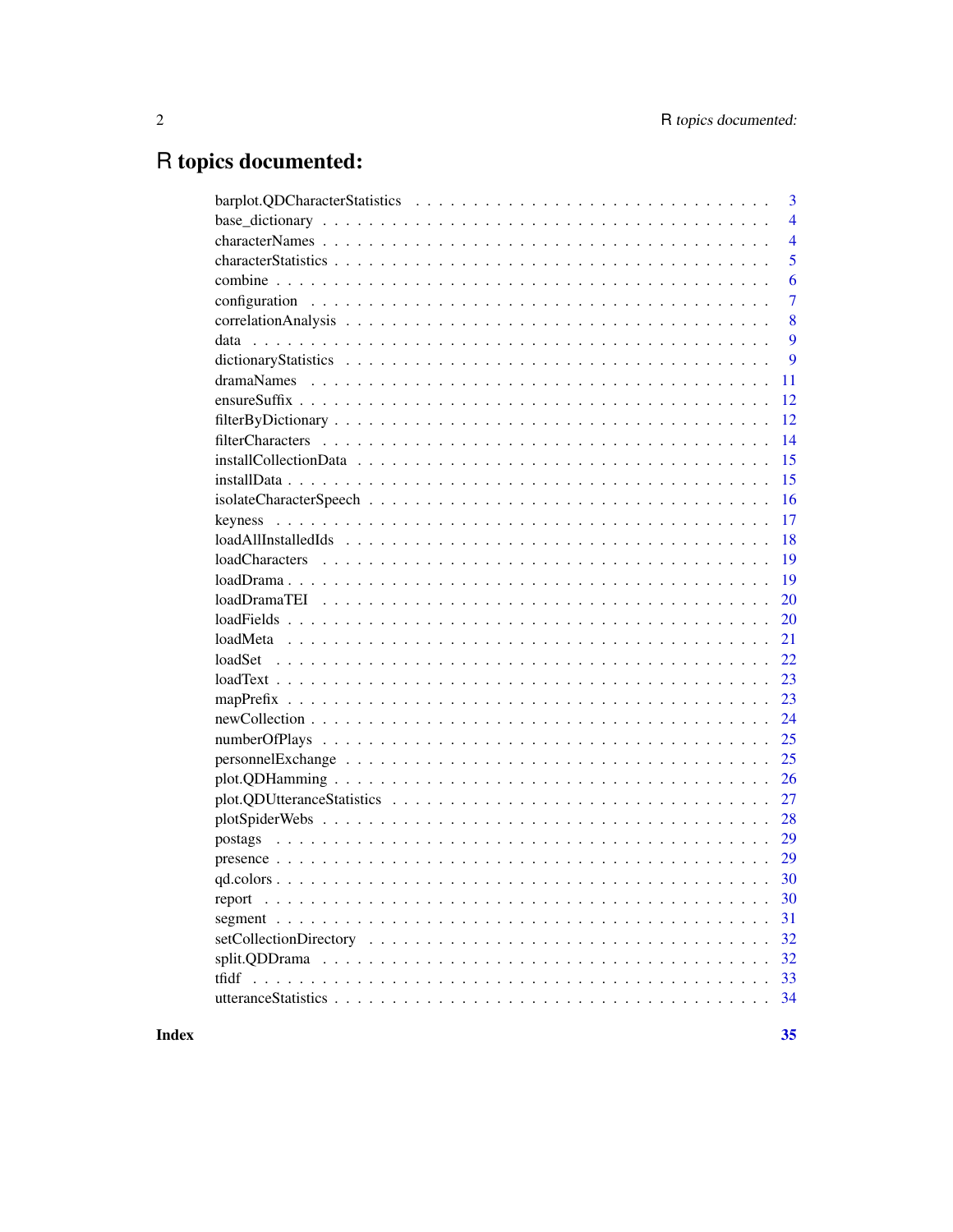# R topics documented:

| | |
|---|---|
| barplot.QDCharacterStatistics | 3 |
| base_dictionary | 4 |
| characterNames | 4 |
| characterStatistics | 5 |
| combine | 6 |
| configuration | 7 |
| correlationAnalysis | 8 |
| data | 9 |
| dictionaryStatistics | 9 |
| dramaNames | 11 |
| ensureSuffix | 12 |
| filterByDictionary | 12 |
| filterCharacters | 14 |
| installCollectionData | 15 |
| installData | 15 |
| isolateCharacterSpeech | 16 |
| keyness | 17 |
| loadAllInstalledIds | 18 |
| loadCharacters | 19 |
| loadDrama | 19 |
| loadDramaTEI | 20 |
| loadFields | 20 |
| loadMeta | 21 |
| loadSet | 22 |
| loadText | 23 |
| mapPrefix | 23 |
| newCollection | 24 |
| numberOfPlays | 25 |
| personnelExchange | 25 |
| plot.QDHamming | 26 |
| plot.QDUtteranceStatistics | 27 |
| plotSpiderWebs | 28 |
| postags | 29 |
| presence | 29 |
| qd.colors | 30 |
| report | 30 |
| segment | 31 |
| setCollectionDirectory | 32 |
| split.QDDrama | 32 |
| tfidf | 33 |
| utteranceStatistics | 34 |

**Index** **35**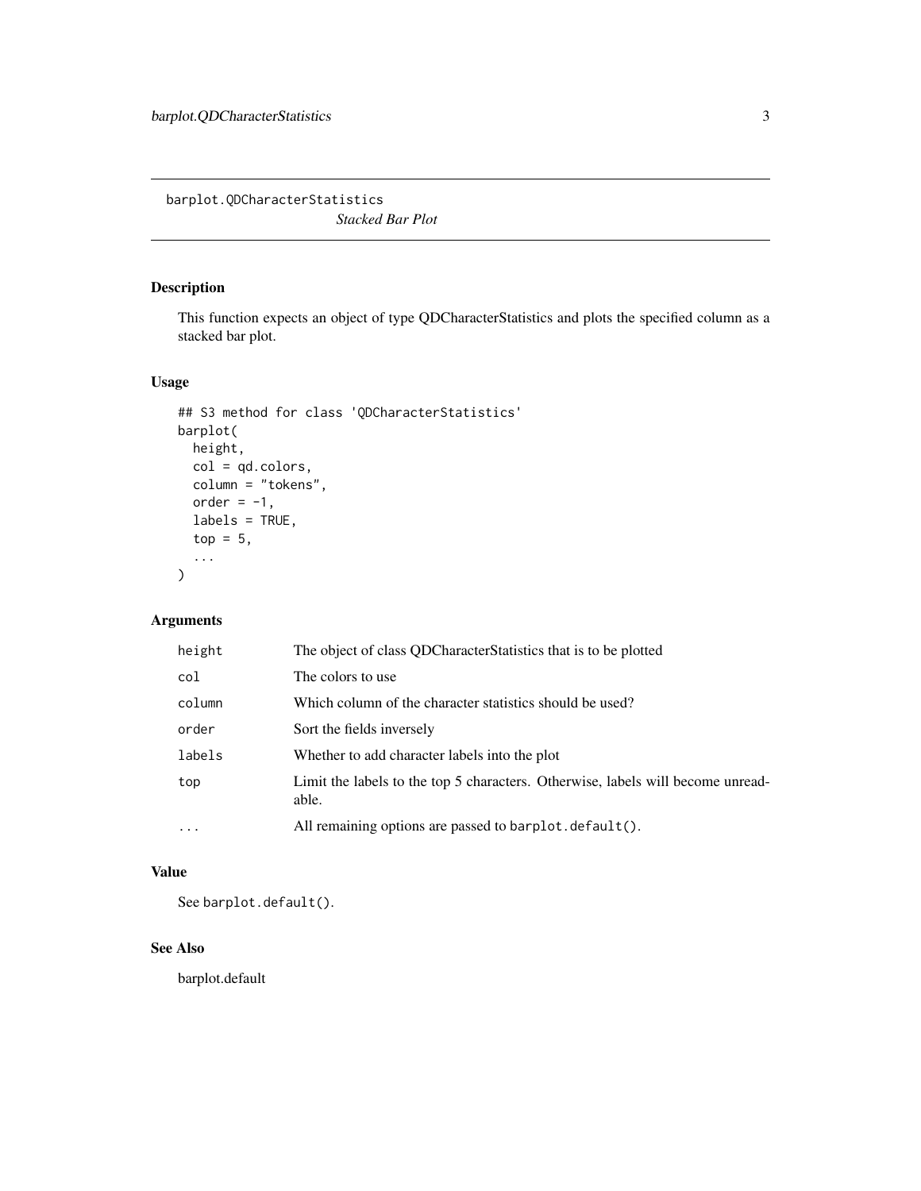## barplot.QDCharacterStatistics

*Stacked Bar Plot*

### Description

This function expects an object of type QDCharacterStatistics and plots the specified column as a stacked bar plot.

### Usage

```
## S3 method for class 'QDCharacterStatistics'
barplot(
  height,
  col = qd.colors,
  column = "tokens",
  order = -1,
  labels = TRUE,
  top = 5,
  ...
)
```

### Arguments

| | |
|---|---|
| `height` | The object of class QDCharacterStatistics that is to be plotted |
| `col` | The colors to use |
| `column` | Which column of the character statistics should be used? |
| `order` | Sort the fields inversely |
| `labels` | Whether to add character labels into the plot |
| `top` | Limit the labels to the top 5 characters. Otherwise, labels will become unreadable. |
| `...` | All remaining options are passed to `barplot.default()`. |

### Value

See `barplot.default()`.

### See Also

barplot.default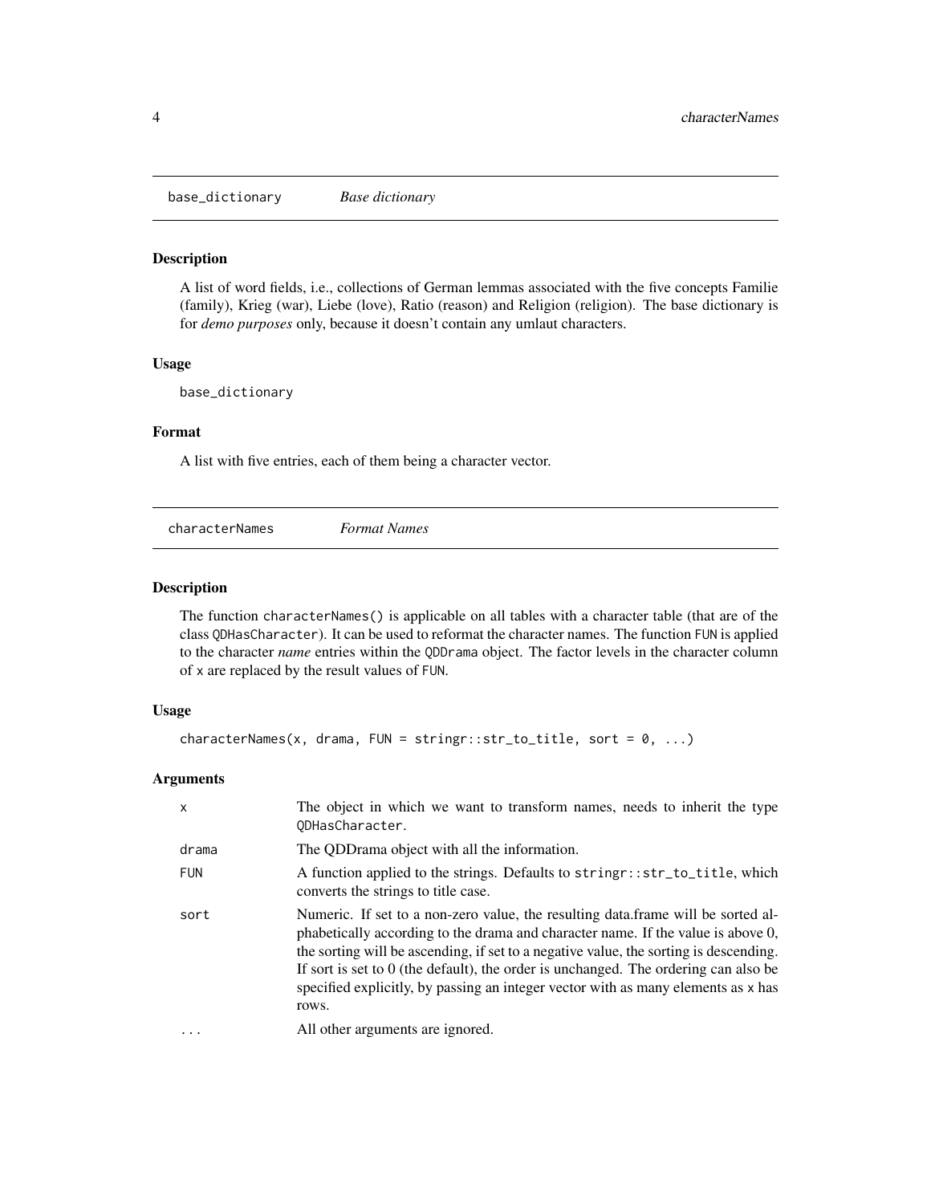## base_dictionary *Base dictionary*

### Description

A list of word fields, i.e., collections of German lemmas associated with the five concepts Familie (family), Krieg (war), Liebe (love), Ratio (reason) and Religion (religion). The base dictionary is for *demo purposes* only, because it doesn't contain any umlaut characters.

### Usage

```
base_dictionary
```

### Format

A list with five entries, each of them being a character vector.

## characterNames *Format Names*

### Description

The function `characterNames()` is applicable on all tables with a character table (that are of the class `QDHasCharacter`). It can be used to reformat the character names. The function `FUN` is applied to the character *name* entries within the `QDDrama` object. The factor levels in the character column of `x` are replaced by the result values of `FUN`.

### Usage

```
characterNames(x, drama, FUN = stringr::str_to_title, sort = 0, ...)
```

### Arguments

| | |
|---|---|
| x | The object in which we want to transform names, needs to inherit the type `QDHasCharacter`. |
| drama | The QDDrama object with all the information. |
| FUN | A function applied to the strings. Defaults to `stringr::str_to_title`, which converts the strings to title case. |
| sort | Numeric. If set to a non-zero value, the resulting data.frame will be sorted alphabetically according to the drama and character name. If the value is above 0, the sorting will be ascending, if set to a negative value, the sorting is descending. If sort is set to 0 (the default), the order is unchanged. The ordering can also be specified explicitly, by passing an integer vector with as many elements as `x` has rows. |
| ... | All other arguments are ignored. |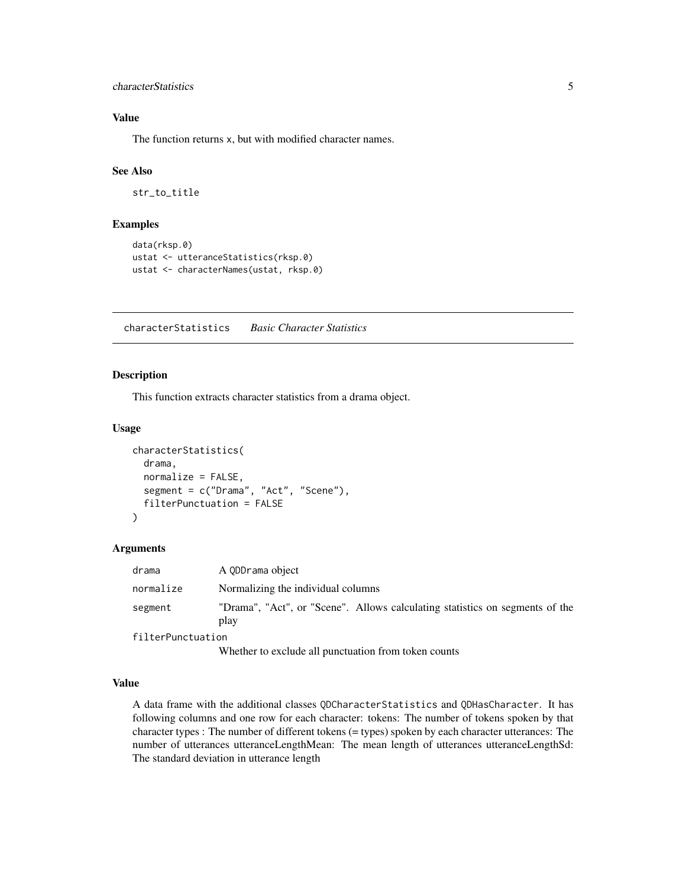## Value

The function returns x, but with modified character names.

## See Also

str_to_title

## Examples

```
data(rksp.0)
ustat <- utteranceStatistics(rksp.0)
ustat <- characterNames(ustat, rksp.0)
```

---

# characterStatistics    *Basic Character Statistics*

## Description

This function extracts character statistics from a drama object.

## Usage

```
characterStatistics(
  drama,
  normalize = FALSE,
  segment = c("Drama", "Act", "Scene"),
  filterPunctuation = FALSE
)
```

## Arguments

| | |
|---|---|
| drama | A QDDrama object |
| normalize | Normalizing the individual columns |
| segment | "Drama", "Act", or "Scene". Allows calculating statistics on segments of the play |
| filterPunctuation | Whether to exclude all punctuation from token counts |

## Value

A data frame with the additional classes QDCharacterStatistics and QDHasCharacter. It has following columns and one row for each character: tokens: The number of tokens spoken by that character types : The number of different tokens (= types) spoken by each character utterances: The number of utterances utteranceLengthMean: The mean length of utterances utteranceLengthSd: The standard deviation in utterance length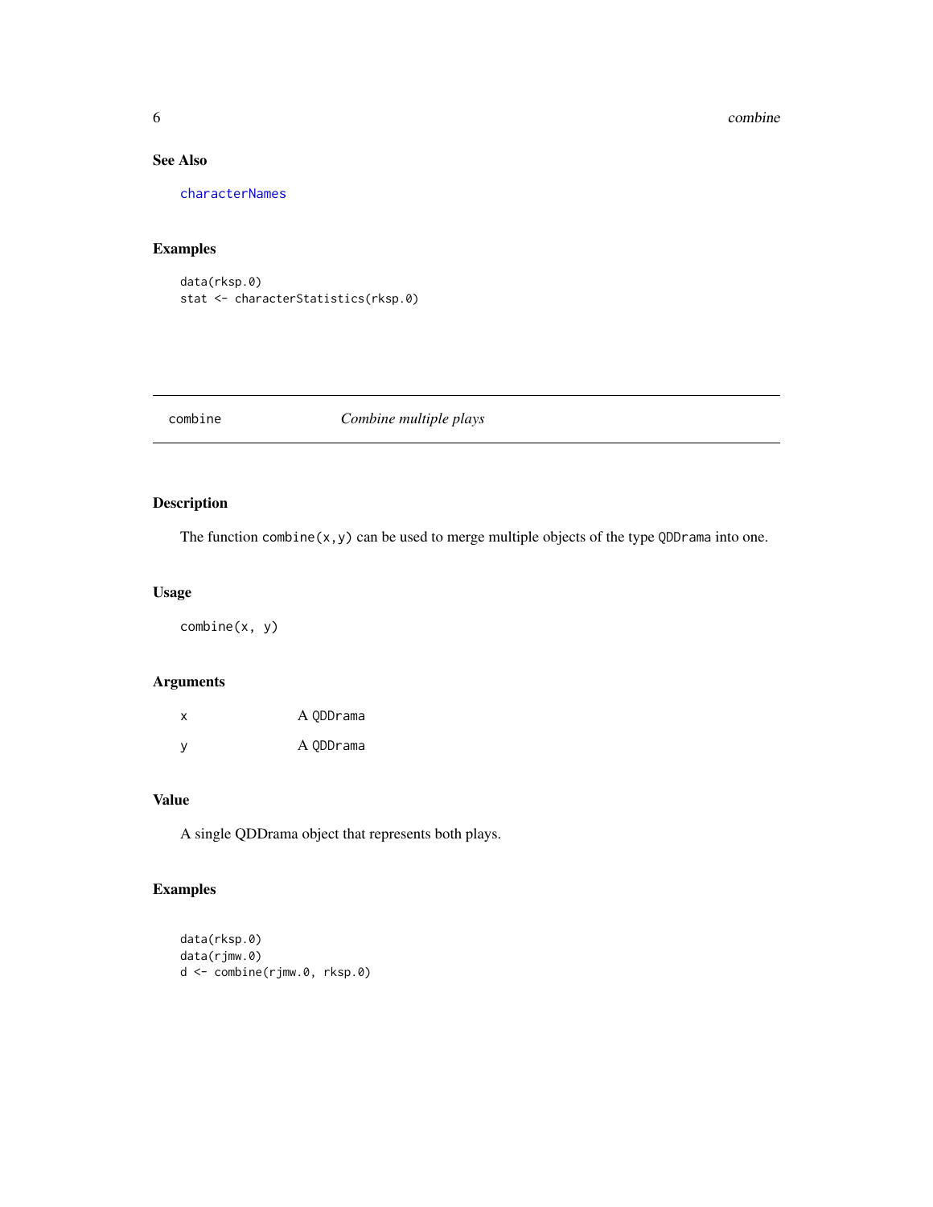### See Also

characterNames

### Examples

```
data(rksp.0)
stat <- characterStatistics(rksp.0)
```

---

## combine — *Combine multiple plays*

---

### Description

The function `combine(x,y)` can be used to merge multiple objects of the type `QDDrama` into one.

### Usage

```
combine(x, y)
```

### Arguments

| | |
|---|---|
| x | A `QDDrama` |
| y | A `QDDrama` |

### Value

A single QDDrama object that represents both plays.

### Examples

```
data(rksp.0)
data(rjmw.0)
d <- combine(rjmw.0, rksp.0)
```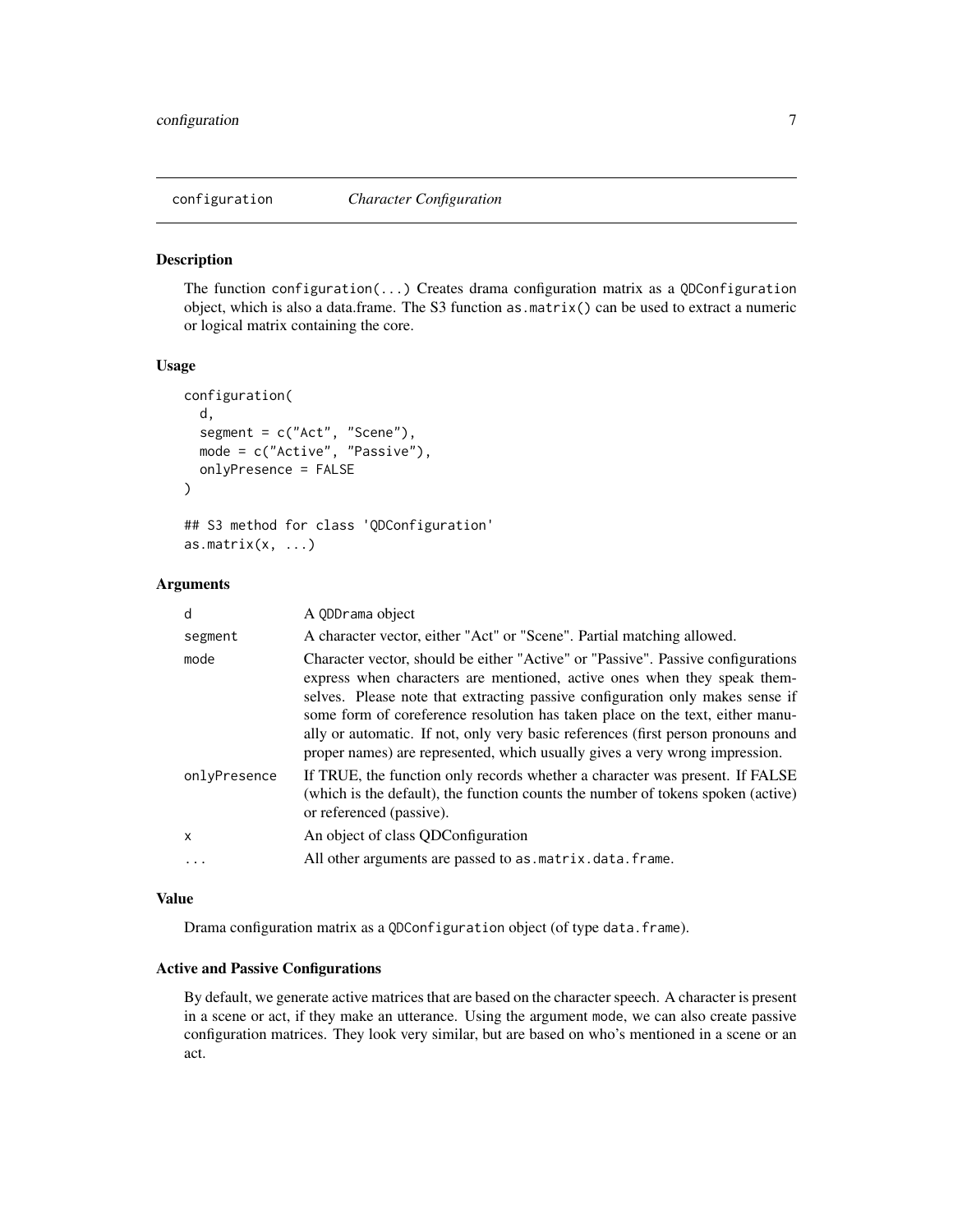## configuration — *Character Configuration*

### Description

The function `configuration(...)` Creates drama configuration matrix as a `QDConfiguration` object, which is also a data.frame. The S3 function `as.matrix()` can be used to extract a numeric or logical matrix containing the core.

### Usage

```
configuration(
  d,
  segment = c("Act", "Scene"),
  mode = c("Active", "Passive"),
  onlyPresence = FALSE
)

## S3 method for class 'QDConfiguration'
as.matrix(x, ...)
```

### Arguments

| | |
|---|---|
| `d` | A `QDDrama` object |
| `segment` | A character vector, either "Act" or "Scene". Partial matching allowed. |
| `mode` | Character vector, should be either "Active" or "Passive". Passive configurations express when characters are mentioned, active ones when they speak themselves. Please note that extracting passive configuration only makes sense if some form of coreference resolution has taken place on the text, either manually or automatic. If not, only very basic references (first person pronouns and proper names) are represented, which usually gives a very wrong impression. |
| `onlyPresence` | If TRUE, the function only records whether a character was present. If FALSE (which is the default), the function counts the number of tokens spoken (active) or referenced (passive). |
| `x` | An object of class QDConfiguration |
| `...` | All other arguments are passed to `as.matrix.data.frame`. |

### Value

Drama configuration matrix as a `QDConfiguration` object (of type `data.frame`).

### Active and Passive Configurations

By default, we generate active matrices that are based on the character speech. A character is present in a scene or act, if they make an utterance. Using the argument `mode`, we can also create passive configuration matrices. They look very similar, but are based on who's mentioned in a scene or an act.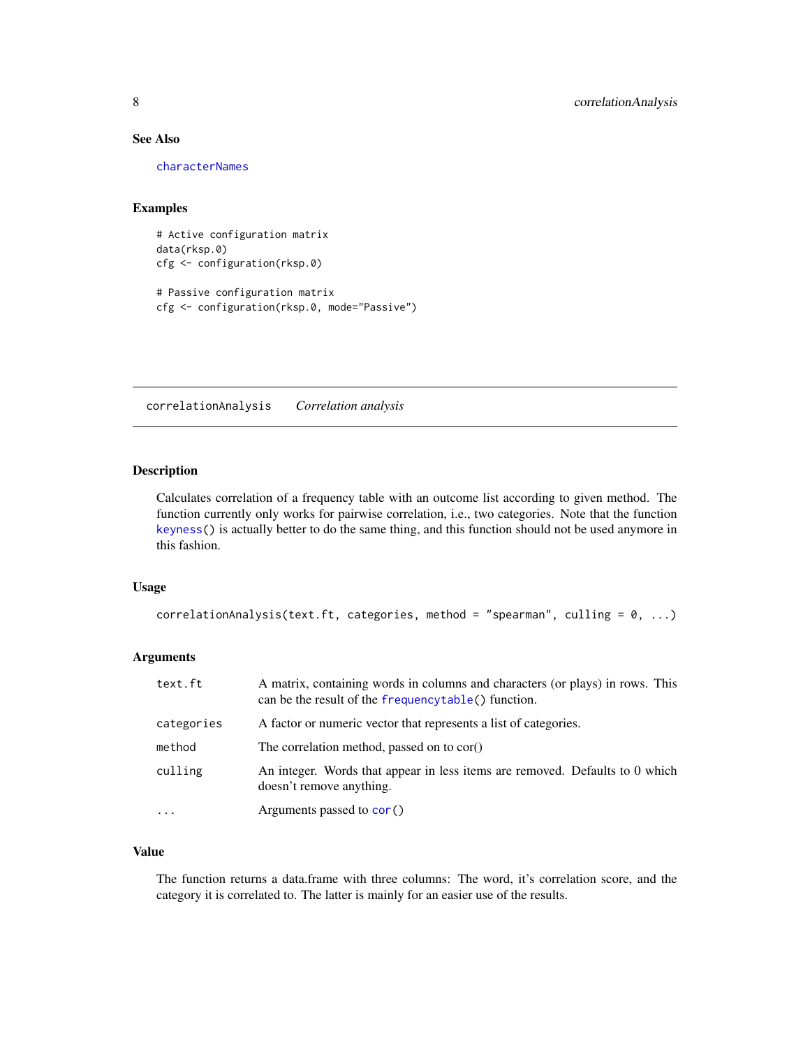### See Also

characterNames

### Examples

```
# Active configuration matrix
data(rksp.0)
cfg <- configuration(rksp.0)

# Passive configuration matrix
cfg <- configuration(rksp.0, mode="Passive")
```

---

## correlationAnalysis    *Correlation analysis*

---

### Description

Calculates correlation of a frequency table with an outcome list according to given method. The function currently only works for pairwise correlation, i.e., two categories. Note that the function keyness() is actually better to do the same thing, and this function should not be used anymore in this fashion.

### Usage

```
correlationAnalysis(text.ft, categories, method = "spearman", culling = 0, ...)
```

### Arguments

| | |
|---|---|
| text.ft | A matrix, containing words in columns and characters (or plays) in rows. This can be the result of the frequencytable() function. |
| categories | A factor or numeric vector that represents a list of categories. |
| method | The correlation method, passed on to cor() |
| culling | An integer. Words that appear in less items are removed. Defaults to 0 which doesn't remove anything. |
| ... | Arguments passed to cor() |

### Value

The function returns a data.frame with three columns: The word, it's correlation score, and the category it is correlated to. The latter is mainly for an easier use of the results.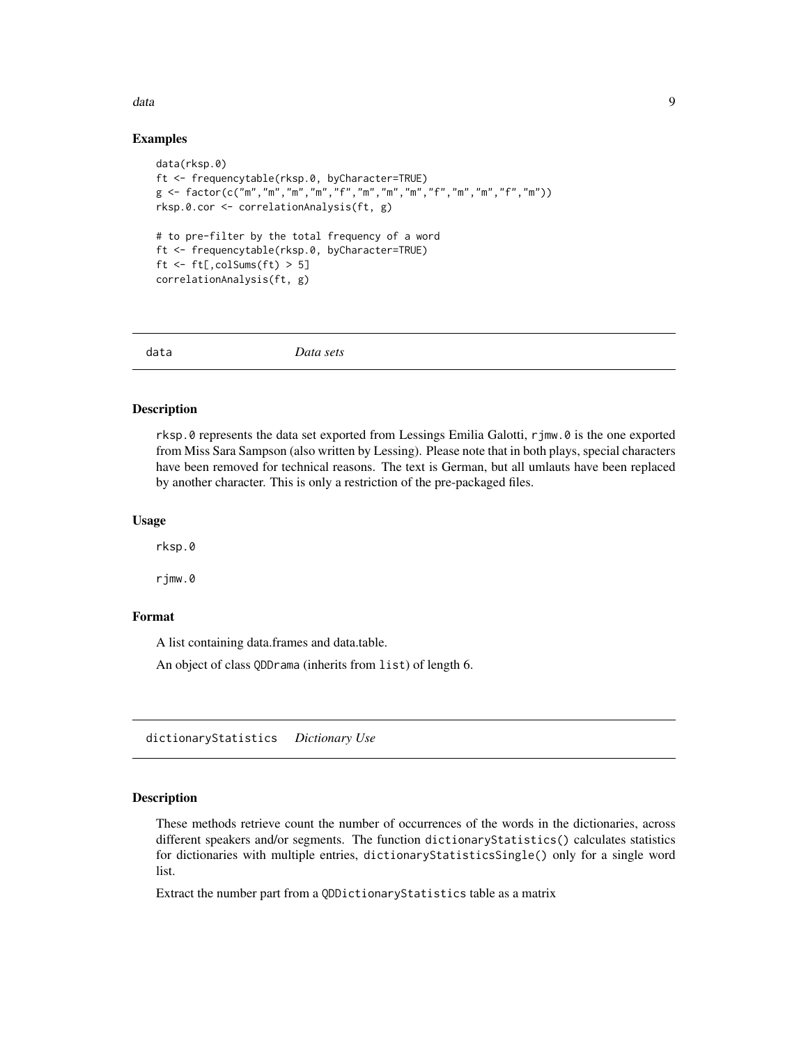### Examples

```
data(rksp.0)
ft <- frequencytable(rksp.0, byCharacter=TRUE)
g <- factor(c("m","m","m","m","f","m","m","m","f","m","m","f","m"))
rksp.0.cor <- correlationAnalysis(ft, g)

# to pre-filter by the total frequency of a word
ft <- frequencytable(rksp.0, byCharacter=TRUE)
ft <- ft[,colSums(ft) > 5]
correlationAnalysis(ft, g)
```

---

## data *Data sets*

### Description

rksp.0 represents the data set exported from Lessings Emilia Galotti, rjmw.0 is the one exported from Miss Sara Sampson (also written by Lessing). Please note that in both plays, special characters have been removed for technical reasons. The text is German, but all umlauts have been replaced by another character. This is only a restriction of the pre-packaged files.

### Usage

```
rksp.0

rjmw.0
```

### Format

A list containing data.frames and data.table.

An object of class QDDrama (inherits from list) of length 6.

---

## dictionaryStatistics *Dictionary Use*

### Description

These methods retrieve count the number of occurrences of the words in the dictionaries, across different speakers and/or segments. The function dictionaryStatistics() calculates statistics for dictionaries with multiple entries, dictionaryStatisticsSingle() only for a single word list.

Extract the number part from a QDDictionaryStatistics table as a matrix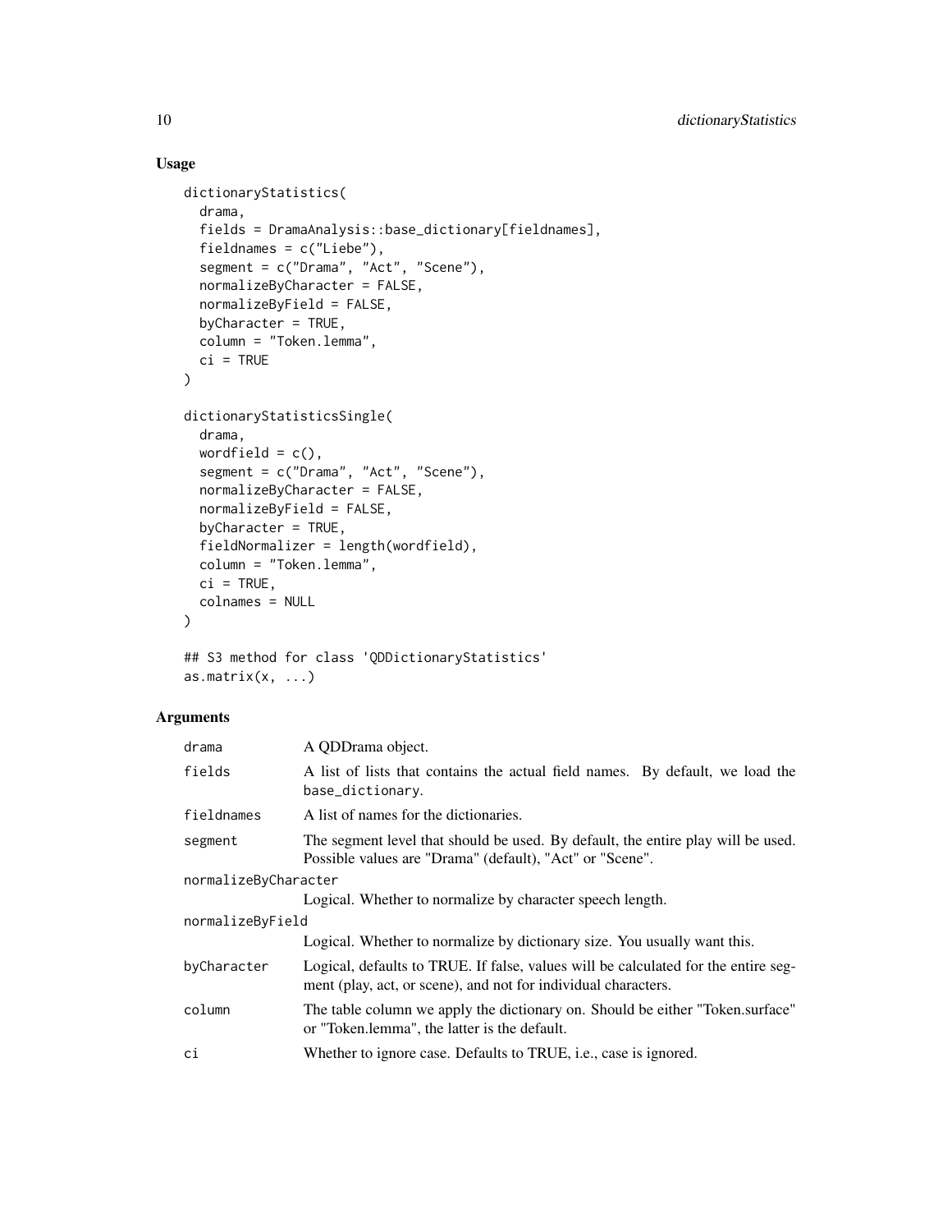## Usage

```
dictionaryStatistics(
  drama,
  fields = DramaAnalysis::base_dictionary[fieldnames],
  fieldnames = c("Liebe"),
  segment = c("Drama", "Act", "Scene"),
  normalizeByCharacter = FALSE,
  normalizeByField = FALSE,
  byCharacter = TRUE,
  column = "Token.lemma",
  ci = TRUE
)

dictionaryStatisticsSingle(
  drama,
  wordfield = c(),
  segment = c("Drama", "Act", "Scene"),
  normalizeByCharacter = FALSE,
  normalizeByField = FALSE,
  byCharacter = TRUE,
  fieldNormalizer = length(wordfield),
  column = "Token.lemma",
  ci = TRUE,
  colnames = NULL
)

## S3 method for class 'QDDictionaryStatistics'
as.matrix(x, ...)
```

## Arguments

| | |
|---|---|
| drama | A QDDrama object. |
| fields | A list of lists that contains the actual field names. By default, we load the base_dictionary. |
| fieldnames | A list of names for the dictionaries. |
| segment | The segment level that should be used. By default, the entire play will be used. Possible values are "Drama" (default), "Act" or "Scene". |
| normalizeByCharacter | Logical. Whether to normalize by character speech length. |
| normalizeByField | Logical. Whether to normalize by dictionary size. You usually want this. |
| byCharacter | Logical, defaults to TRUE. If false, values will be calculated for the entire segment (play, act, or scene), and not for individual characters. |
| column | The table column we apply the dictionary on. Should be either "Token.surface" or "Token.lemma", the latter is the default. |
| ci | Whether to ignore case. Defaults to TRUE, i.e., case is ignored. |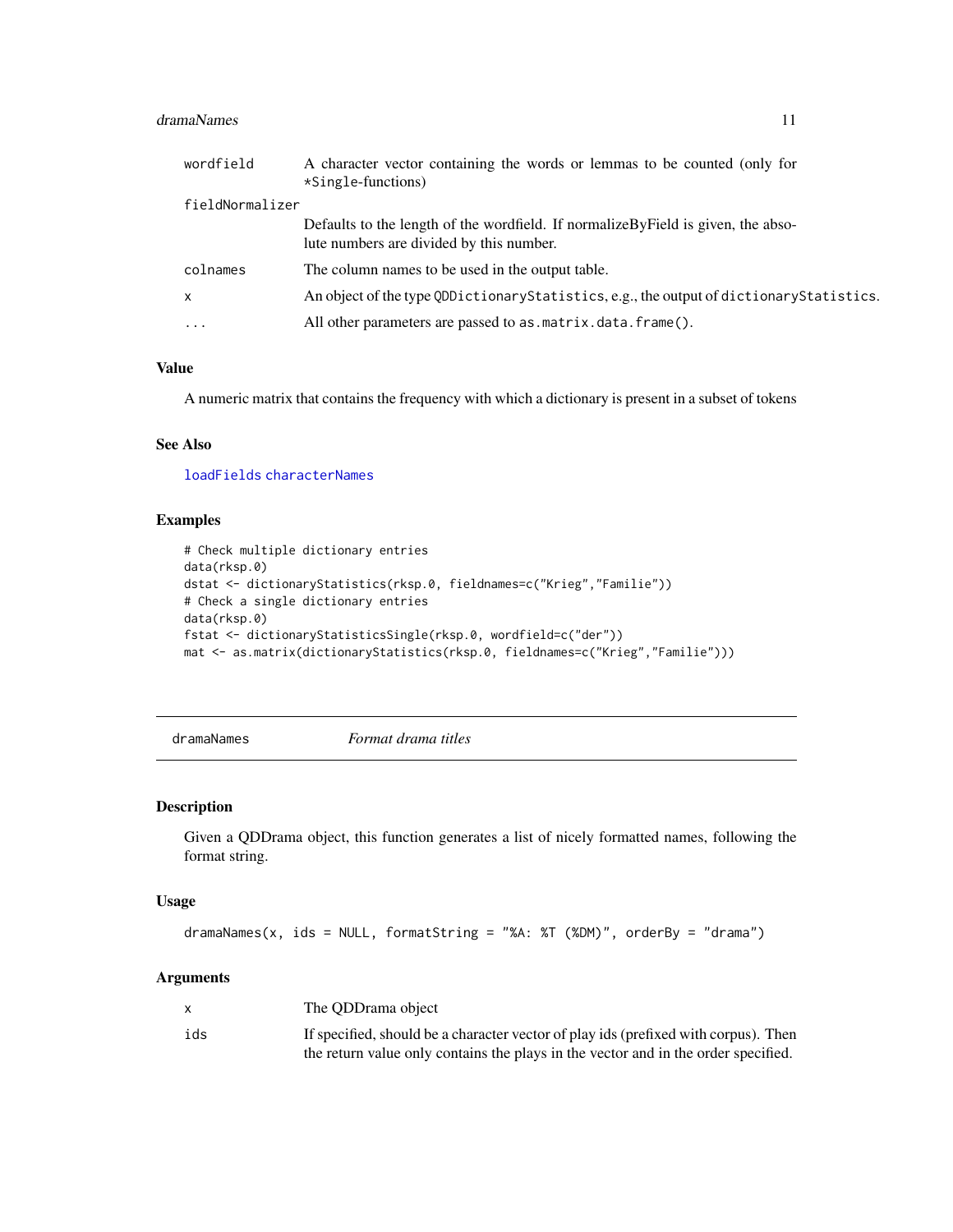| | |
|---|---|
| wordfield | A character vector containing the words or lemmas to be counted (only for *Single-functions) |
| fieldNormalizer | Defaults to the length of the wordfield. If normalizeByField is given, the absolute numbers are divided by this number. |
| colnames | The column names to be used in the output table. |
| x | An object of the type `QDDictionaryStatistics`, e.g., the output of `dictionaryStatistics`. |
| ... | All other parameters are passed to `as.matrix.data.frame()`. |

### Value

A numeric matrix that contains the frequency with which a dictionary is present in a subset of tokens

### See Also

loadFields characterNames

### Examples

```
# Check multiple dictionary entries
data(rksp.0)
dstat <- dictionaryStatistics(rksp.0, fieldnames=c("Krieg","Familie"))
# Check a single dictionary entries
data(rksp.0)
fstat <- dictionaryStatisticsSingle(rksp.0, wordfield=c("der"))
mat <- as.matrix(dictionaryStatistics(rksp.0, fieldnames=c("Krieg","Familie")))
```

---

## dramaNames — *Format drama titles*

### Description

Given a QDDrama object, this function generates a list of nicely formatted names, following the format string.

### Usage

```
dramaNames(x, ids = NULL, formatString = "%A: %T (%DM)", orderBy = "drama")
```

### Arguments

| | |
|---|---|
| x | The QDDrama object |
| ids | If specified, should be a character vector of play ids (prefixed with corpus). Then the return value only contains the plays in the vector and in the order specified. |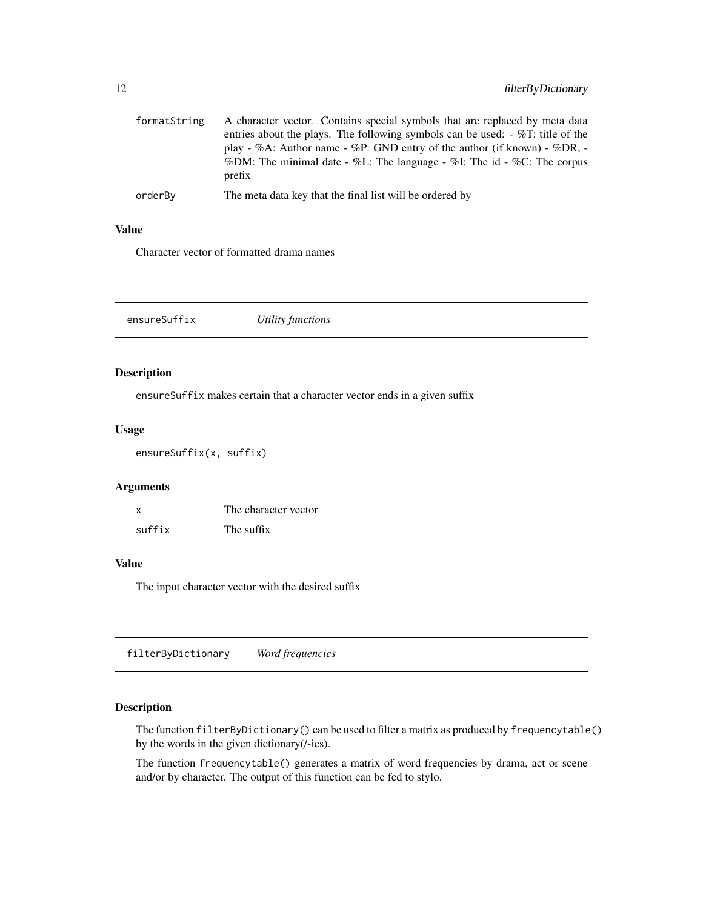| | |
|---|---|
| formatString | A character vector. Contains special symbols that are replaced by meta data entries about the plays. The following symbols can be used: - %T: title of the play - %A: Author name - %P: GND entry of the author (if known) - %DR, - %DM: The minimal date - %L: The language - %I: The id - %C: The corpus prefix |
| orderBy | The meta data key that the final list will be ordered by |

### Value

Character vector of formatted drama names

## ensureSuffix *Utility functions*

### Description

ensureSuffix makes certain that a character vector ends in a given suffix

### Usage

```
ensureSuffix(x, suffix)
```

### Arguments

| | |
|---|---|
| x | The character vector |
| suffix | The suffix |

### Value

The input character vector with the desired suffix

## filterByDictionary *Word frequencies*

### Description

The function filterByDictionary() can be used to filter a matrix as produced by frequencytable() by the words in the given dictionary(/-ies).

The function frequencytable() generates a matrix of word frequencies by drama, act or scene and/or by character. The output of this function can be fed to stylo.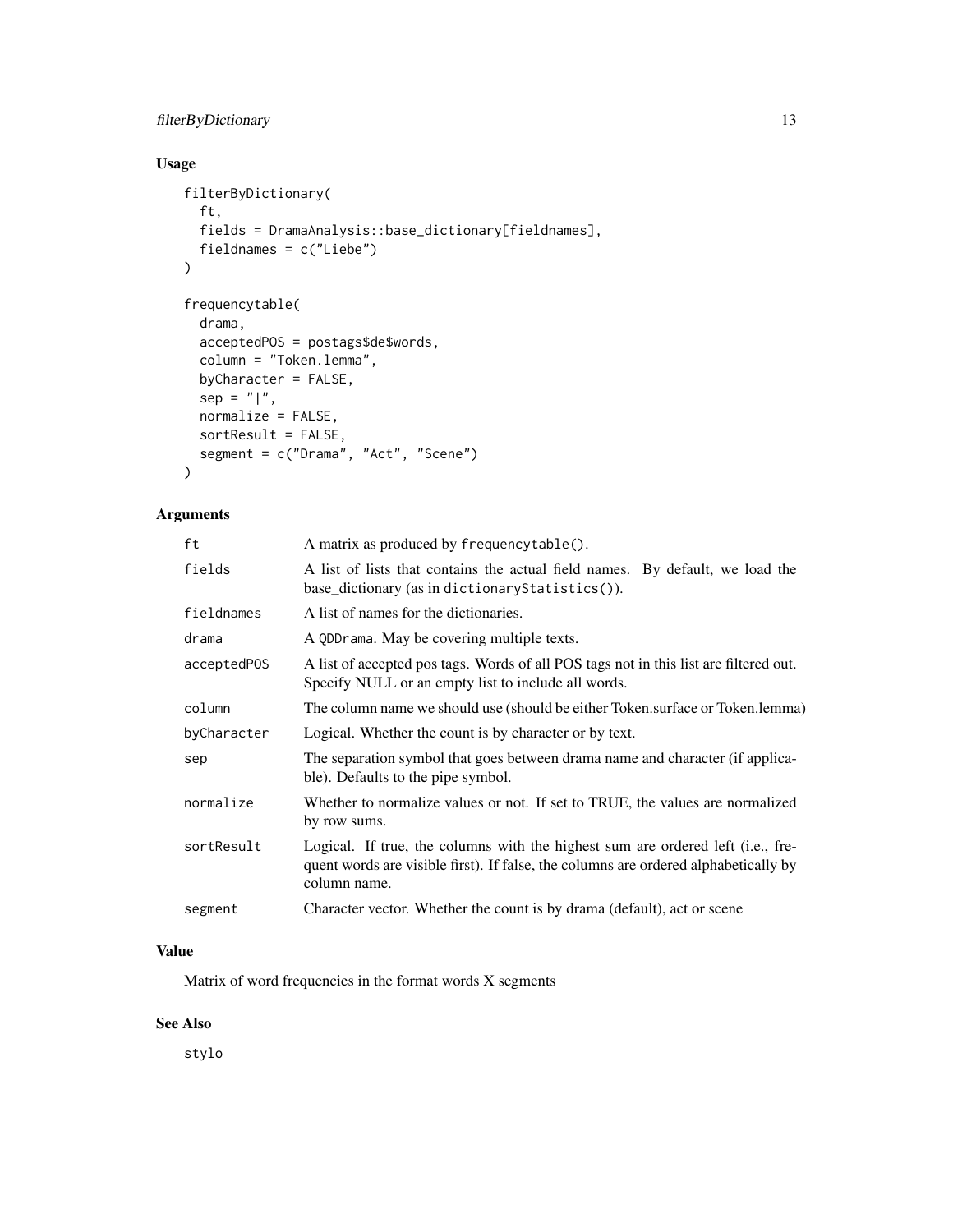## Usage

```
filterByDictionary(
  ft,
  fields = DramaAnalysis::base_dictionary[fieldnames],
  fieldnames = c("Liebe")
)

frequencytable(
  drama,
  acceptedPOS = postags$de$words,
  column = "Token.lemma",
  byCharacter = FALSE,
  sep = "|",
  normalize = FALSE,
  sortResult = FALSE,
  segment = c("Drama", "Act", "Scene")
)
```

## Arguments

| | |
|---|---|
| ft | A matrix as produced by `frequencytable()`. |
| fields | A list of lists that contains the actual field names. By default, we load the base_dictionary (as in `dictionaryStatistics()`). |
| fieldnames | A list of names for the dictionaries. |
| drama | A `QDDrama`. May be covering multiple texts. |
| acceptedPOS | A list of accepted pos tags. Words of all POS tags not in this list are filtered out. Specify NULL or an empty list to include all words. |
| column | The column name we should use (should be either Token.surface or Token.lemma) |
| byCharacter | Logical. Whether the count is by character or by text. |
| sep | The separation symbol that goes between drama name and character (if applicable). Defaults to the pipe symbol. |
| normalize | Whether to normalize values or not. If set to TRUE, the values are normalized by row sums. |
| sortResult | Logical. If true, the columns with the highest sum are ordered left (i.e., frequent words are visible first). If false, the columns are ordered alphabetically by column name. |
| segment | Character vector. Whether the count is by drama (default), act or scene |

## Value

Matrix of word frequencies in the format words X segments

## See Also

stylo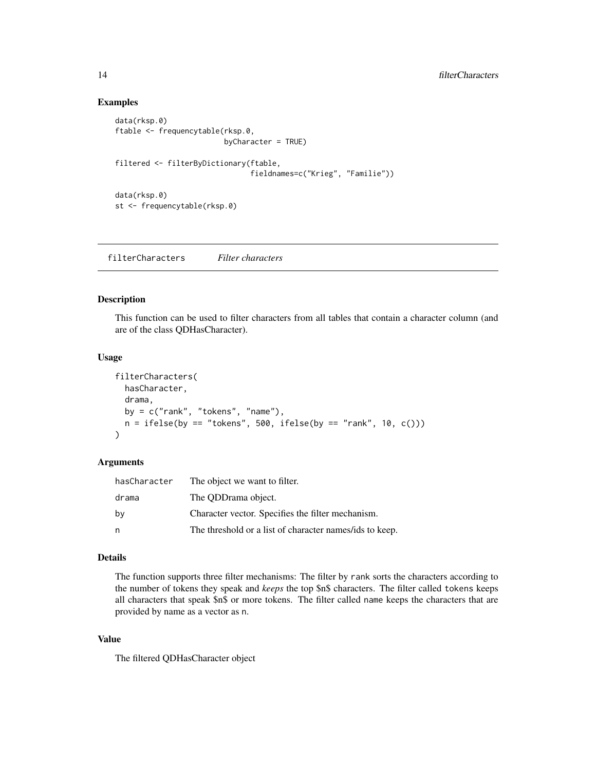## Examples

```
data(rksp.0)
ftable <- frequencytable(rksp.0,
                         byCharacter = TRUE)

filtered <- filterByDictionary(ftable,
                               fieldnames=c("Krieg", "Familie"))

data(rksp.0)
st <- frequencytable(rksp.0)
```

---

# filterCharacters *Filter characters*

## Description

This function can be used to filter characters from all tables that contain a character column (and are of the class QDHasCharacter).

## Usage

```
filterCharacters(
  hasCharacter,
  drama,
  by = c("rank", "tokens", "name"),
  n = ifelse(by == "tokens", 500, ifelse(by == "rank", 10, c()))
)
```

## Arguments

| | |
|---|---|
| hasCharacter | The object we want to filter. |
| drama | The QDDrama object. |
| by | Character vector. Specifies the filter mechanism. |
| n | The threshold or a list of character names/ids to keep. |

## Details

The function supports three filter mechanisms: The filter by `rank` sorts the characters according to the number of tokens they speak and *keeps* the top $n$ characters. The filter called `tokens` keeps all characters that speak $n$ or more tokens. The filter called `name` keeps the characters that are provided by name as a vector as `n`.

## Value

The filtered QDHasCharacter object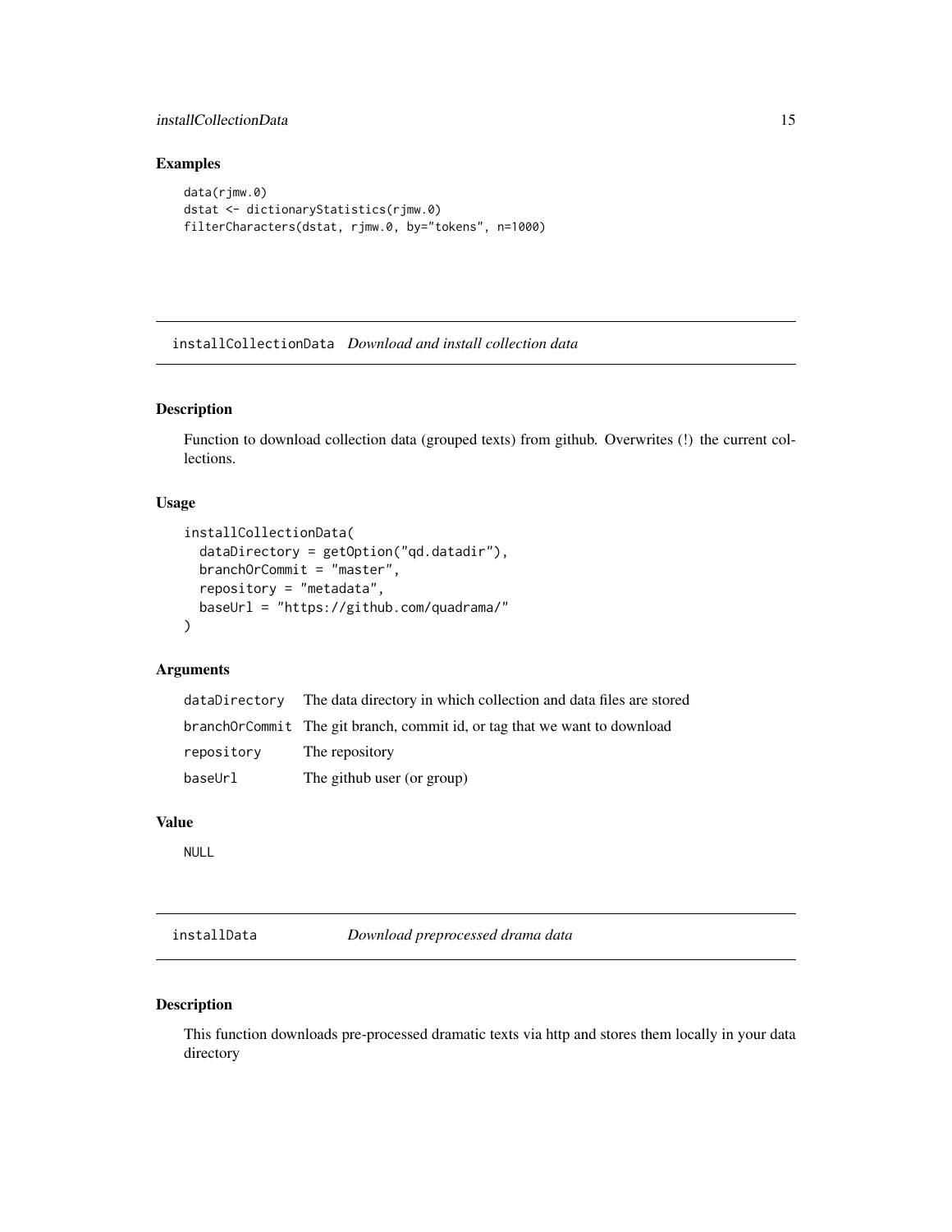### Examples

```
data(rjmw.0)
dstat <- dictionaryStatistics(rjmw.0)
filterCharacters(dstat, rjmw.0, by="tokens", n=1000)
```

---

## installCollectionData *Download and install collection data*

### Description

Function to download collection data (grouped texts) from github. Overwrites (!) the current collections.

### Usage

```
installCollectionData(
  dataDirectory = getOption("qd.datadir"),
  branchOrCommit = "master",
  repository = "metadata",
  baseUrl = "https://github.com/quadrama/"
)
```

### Arguments

| | |
|---|---|
| dataDirectory | The data directory in which collection and data files are stored |
| branchOrCommit | The git branch, commit id, or tag that we want to download |
| repository | The repository |
| baseUrl | The github user (or group) |

### Value

NULL

---

## installData *Download preprocessed drama data*

### Description

This function downloads pre-processed dramatic texts via http and stores them locally in your data directory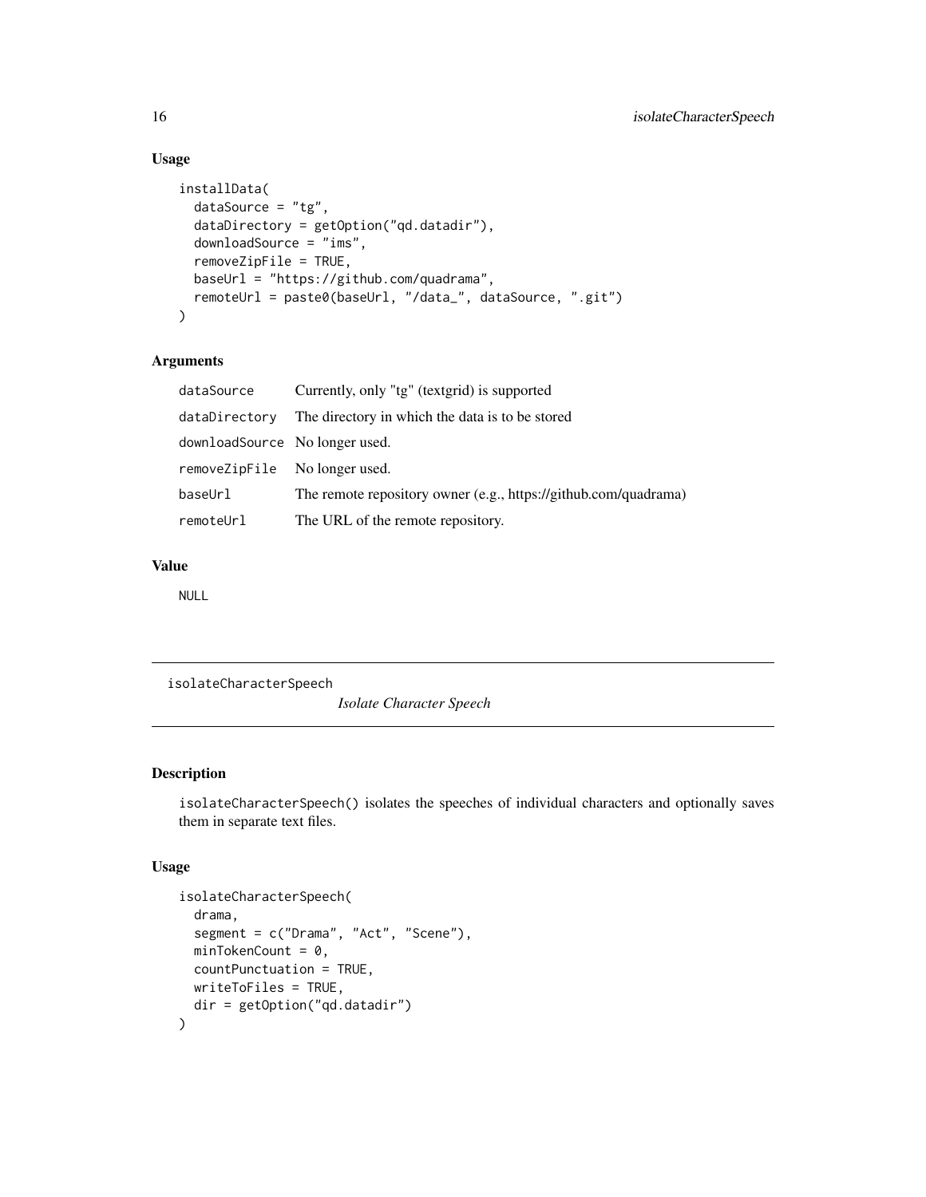### Usage

```
installData(
  dataSource = "tg",
  dataDirectory = getOption("qd.datadir"),
  downloadSource = "ims",
  removeZipFile = TRUE,
  baseUrl = "https://github.com/quadrama",
  remoteUrl = paste0(baseUrl, "/data_", dataSource, ".git")
)
```

### Arguments

| | |
|---|---|
| dataSource | Currently, only "tg" (textgrid) is supported |
| dataDirectory | The directory in which the data is to be stored |
| downloadSource | No longer used. |
| removeZipFile | No longer used. |
| baseUrl | The remote repository owner (e.g., https://github.com/quadrama) |
| remoteUrl | The URL of the remote repository. |

### Value

NULL

---

## isolateCharacterSpeech *Isolate Character Speech*

---

### Description

isolateCharacterSpeech() isolates the speeches of individual characters and optionally saves them in separate text files.

### Usage

```
isolateCharacterSpeech(
  drama,
  segment = c("Drama", "Act", "Scene"),
  minTokenCount = 0,
  countPunctuation = TRUE,
  writeToFiles = TRUE,
  dir = getOption("qd.datadir")
)
```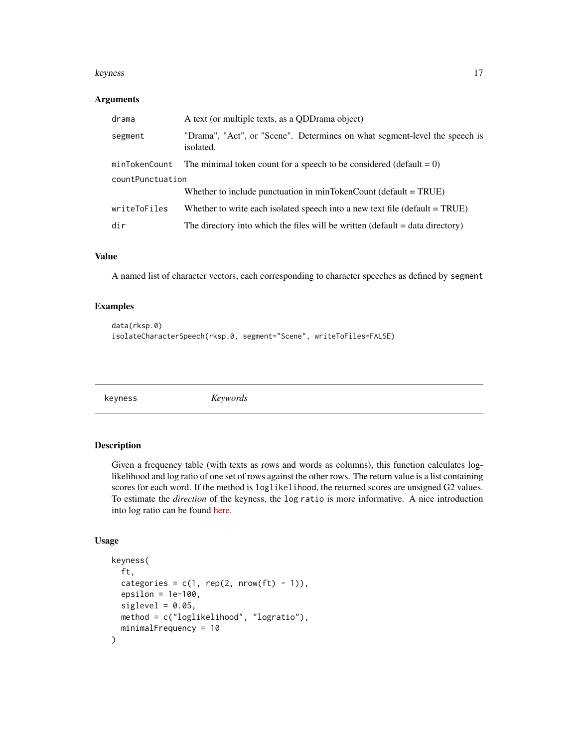### Arguments

| | |
|---|---|
| drama | A text (or multiple texts, as a QDDrama object) |
| segment | "Drama", "Act", or "Scene". Determines on what segment-level the speech is isolated. |
| minTokenCount | The minimal token count for a speech to be considered (default = 0) |
| countPunctuation | Whether to include punctuation in minTokenCount (default = TRUE) |
| writeToFiles | Whether to write each isolated speech into a new text file (default = TRUE) |
| dir | The directory into which the files will be written (default = data directory) |

### Value

A named list of character vectors, each corresponding to character speeches as defined by `segment`

### Examples

```
data(rksp.0)
isolateCharacterSpeech(rksp.0, segment="Scene", writeToFiles=FALSE)
```

---

## keyness *Keywords*

---

### Description

Given a frequency table (with texts as rows and words as columns), this function calculates log-likelihood and log ratio of one set of rows against the other rows. The return value is a list containing scores for each word. If the method is `loglikelihood`, the returned scores are unsigned G2 values. To estimate the *direction* of the keyness, the `log ratio` is more informative. A nice introduction into log ratio can be found here.

### Usage

```
keyness(
  ft,
  categories = c(1, rep(2, nrow(ft) - 1)),
  epsilon = 1e-100,
  siglevel = 0.05,
  method = c("loglikelihood", "logratio"),
  minimalFrequency = 10
)
```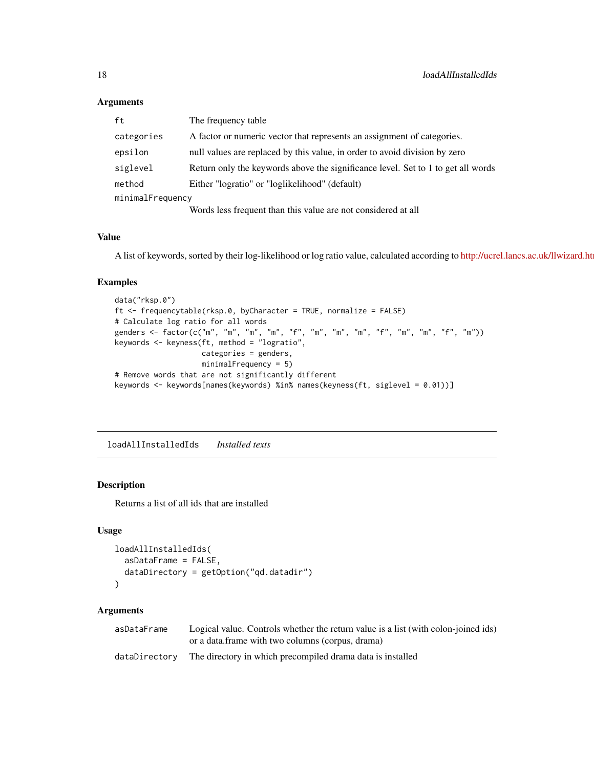### Arguments

| | |
|---|---|
| `ft` | The frequency table |
| `categories` | A factor or numeric vector that represents an assignment of categories. |
| `epsilon` | null values are replaced by this value, in order to avoid division by zero |
| `siglevel` | Return only the keywords above the significance level. Set to 1 to get all words |
| `method` | Either "logratio" or "loglikelihood" (default) |
| `minimalFrequency` | Words less frequent than this value are not considered at all |

### Value

A list of keywords, sorted by their log-likelihood or log ratio value, calculated according to http://ucrel.lancs.ac.uk/llwizard.htm

### Examples

```
data("rksp.0")
ft <- frequencytable(rksp.0, byCharacter = TRUE, normalize = FALSE)
# Calculate log ratio for all words
genders <- factor(c("m", "m", "m", "m", "f", "m", "m", "m", "f", "m", "m", "f", "m"))
keywords <- keyness(ft, method = "logratio",
                    categories = genders,
                    minimalFrequency = 5)
# Remove words that are not significantly different
keywords <- keywords[names(keywords) %in% names(keyness(ft, siglevel = 0.01))]
```

---

## `loadAllInstalledIds` *Installed texts*

### Description

Returns a list of all ids that are installed

### Usage

```
loadAllInstalledIds(
  asDataFrame = FALSE,
  dataDirectory = getOption("qd.datadir")
)
```

### Arguments

| | |
|---|---|
| `asDataFrame` | Logical value. Controls whether the return value is a list (with colon-joined ids) or a data.frame with two columns (corpus, drama) |
| `dataDirectory` | The directory in which precompiled drama data is installed |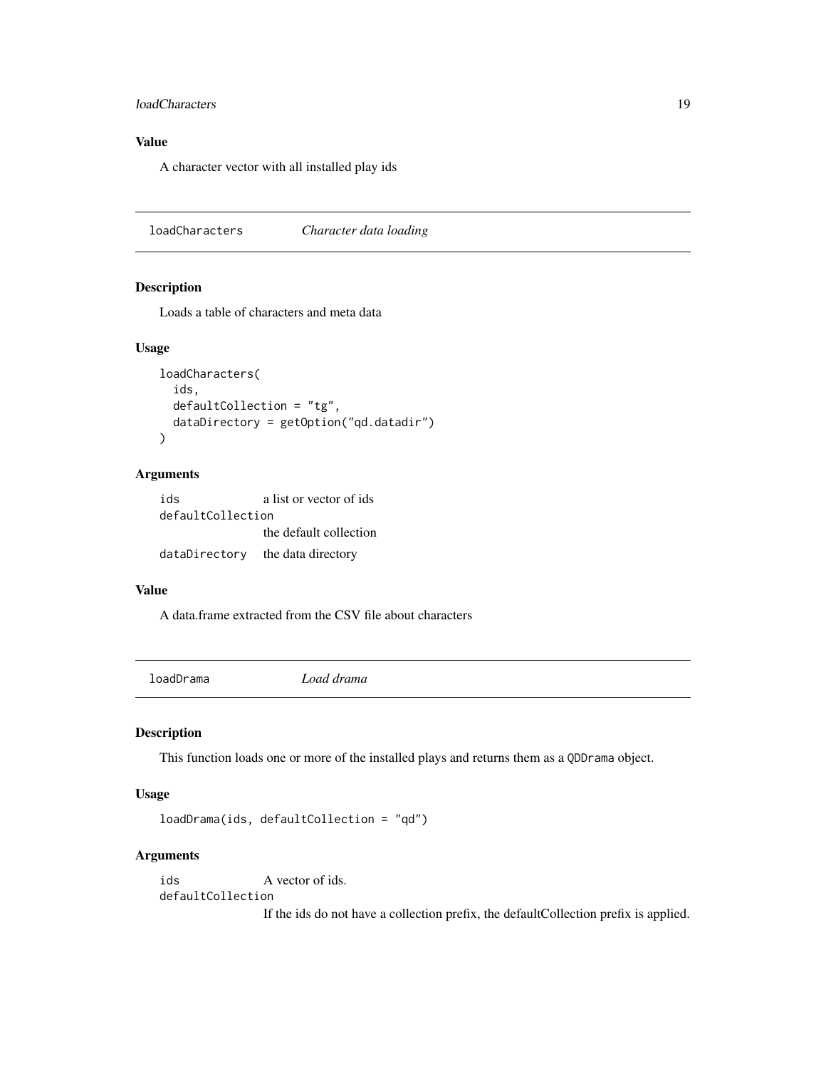### Value

A character vector with all installed play ids

## loadCharacters *Character data loading*

### Description

Loads a table of characters and meta data

### Usage

```
loadCharacters(
  ids,
  defaultCollection = "tg",
  dataDirectory = getOption("qd.datadir")
)
```

### Arguments

| | |
|---|---|
| ids | a list or vector of ids |
| defaultCollection | the default collection |
| dataDirectory | the data directory |

### Value

A data.frame extracted from the CSV file about characters

## loadDrama *Load drama*

### Description

This function loads one or more of the installed plays and returns them as a `QDDrama` object.

### Usage

```
loadDrama(ids, defaultCollection = "qd")
```

### Arguments

| | |
|---|---|
| ids | A vector of ids. |
| defaultCollection | If the ids do not have a collection prefix, the defaultCollection prefix is applied. |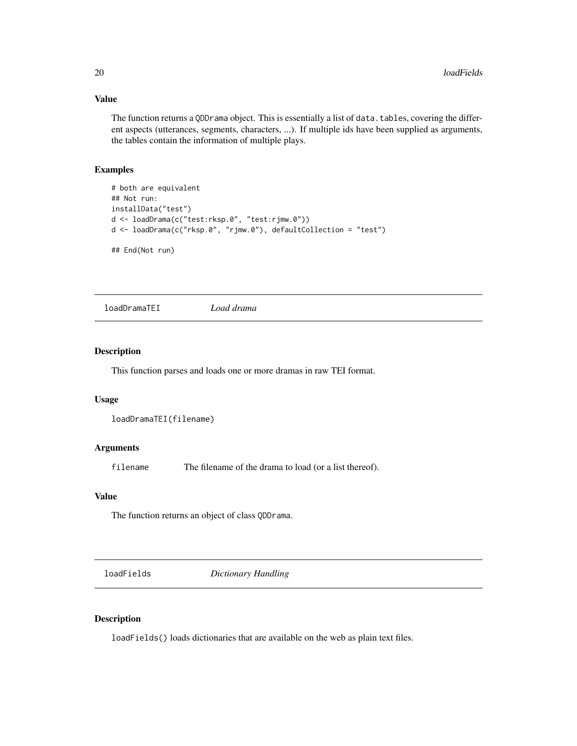### Value

The function returns a `QDDrama` object. This is essentially a list of `data.tables`, covering the different aspects (utterances, segments, characters, ...). If multiple ids have been supplied as arguments, the tables contain the information of multiple plays.

### Examples

```
# both are equivalent
## Not run:
installData("test")
d <- loadDrama(c("test:rksp.0", "test:rjmw.0"))
d <- loadDrama(c("rksp.0", "rjmw.0"), defaultCollection = "test")

## End(Not run)
```

---

## loadDramaTEI *Load drama*

---

### Description

This function parses and loads one or more dramas in raw TEI format.

### Usage

```
loadDramaTEI(filename)
```

### Arguments

| | |
|---|---|
| `filename` | The filename of the drama to load (or a list thereof). |

### Value

The function returns an object of class `QDDrama`.

---

## loadFields *Dictionary Handling*

---

### Description

`loadFields()` loads dictionaries that are available on the web as plain text files.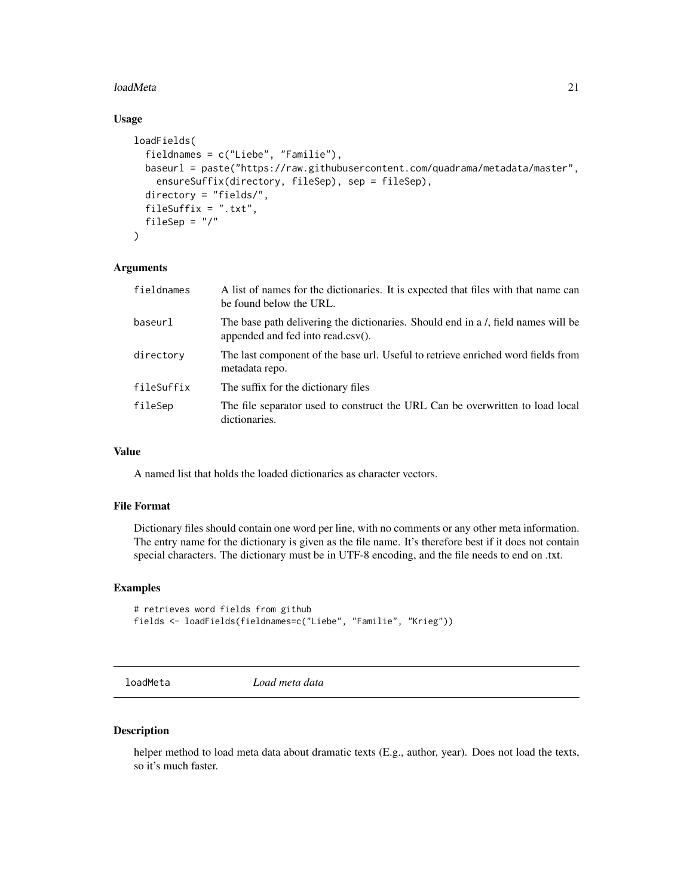### Usage

```
loadFields(
  fieldnames = c("Liebe", "Familie"),
  baseurl = paste("https://raw.githubusercontent.com/quadrama/metadata/master",
    ensureSuffix(directory, fileSep), sep = fileSep),
  directory = "fields/",
  fileSuffix = ".txt",
  fileSep = "/"
)
```

### Arguments

| | |
|---|---|
| fieldnames | A list of names for the dictionaries. It is expected that files with that name can be found below the URL. |
| baseurl | The base path delivering the dictionaries. Should end in a /, field names will be appended and fed into read.csv(). |
| directory | The last component of the base url. Useful to retrieve enriched word fields from metadata repo. |
| fileSuffix | The suffix for the dictionary files |
| fileSep | The file separator used to construct the URL Can be overwritten to load local dictionaries. |

### Value

A named list that holds the loaded dictionaries as character vectors.

### File Format

Dictionary files should contain one word per line, with no comments or any other meta information. The entry name for the dictionary is given as the file name. It's therefore best if it does not contain special characters. The dictionary must be in UTF-8 encoding, and the file needs to end on .txt.

### Examples

```
# retrieves word fields from github
fields <- loadFields(fieldnames=c("Liebe", "Familie", "Krieg"))
```

---

## loadMeta *Load meta data*

### Description

helper method to load meta data about dramatic texts (E.g., author, year). Does not load the texts, so it's much faster.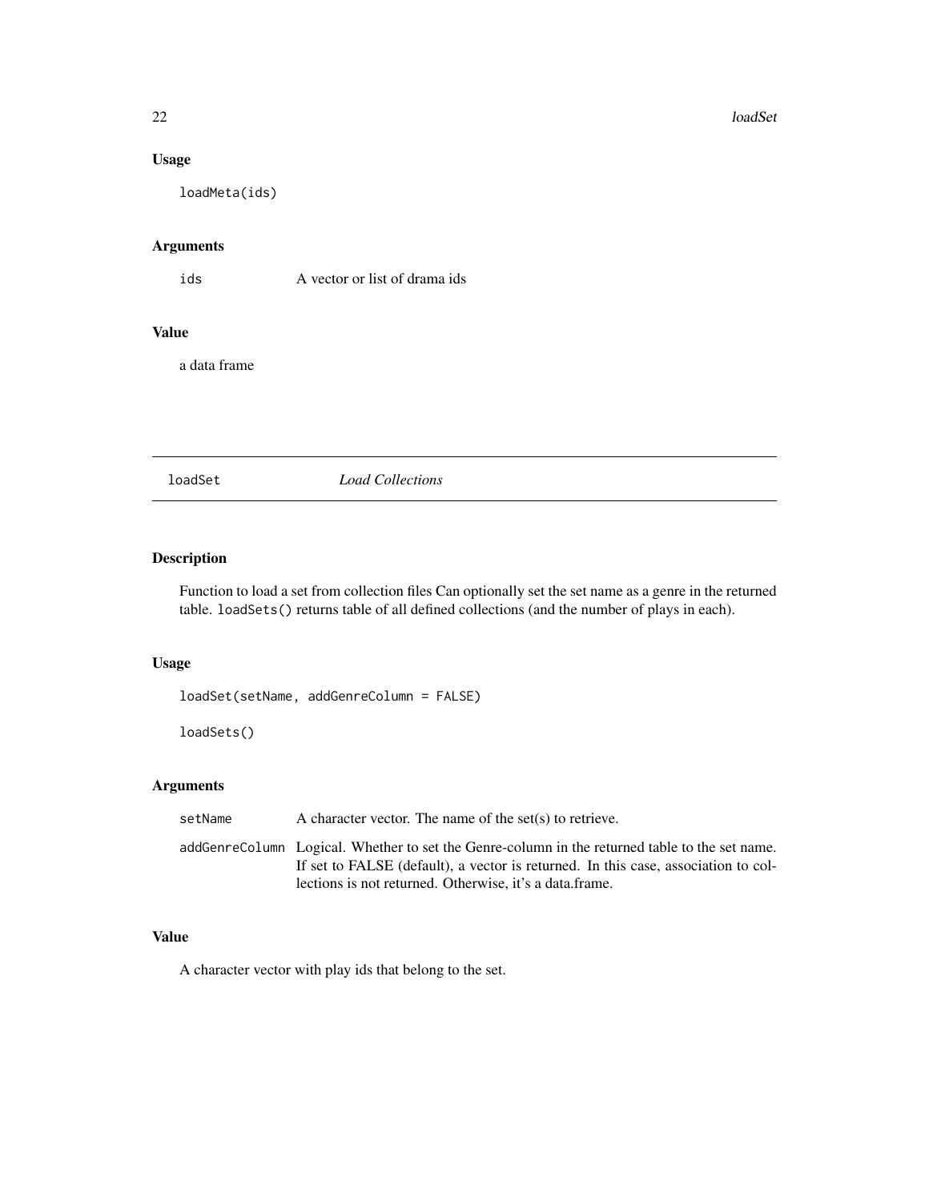### Usage

```
loadMeta(ids)
```

### Arguments

| | |
|---|---|
| ids | A vector or list of drama ids |

### Value

a data frame

---

## loadSet *Load Collections*

---

### Description

Function to load a set from collection files Can optionally set the set name as a genre in the returned table. `loadSets()` returns table of all defined collections (and the number of plays in each).

### Usage

```
loadSet(setName, addGenreColumn = FALSE)

loadSets()
```

### Arguments

| | |
|---|---|
| setName | A character vector. The name of the set(s) to retrieve. |
| addGenreColumn | Logical. Whether to set the Genre-column in the returned table to the set name. If set to FALSE (default), a vector is returned. In this case, association to collections is not returned. Otherwise, it's a data.frame. |

### Value

A character vector with play ids that belong to the set.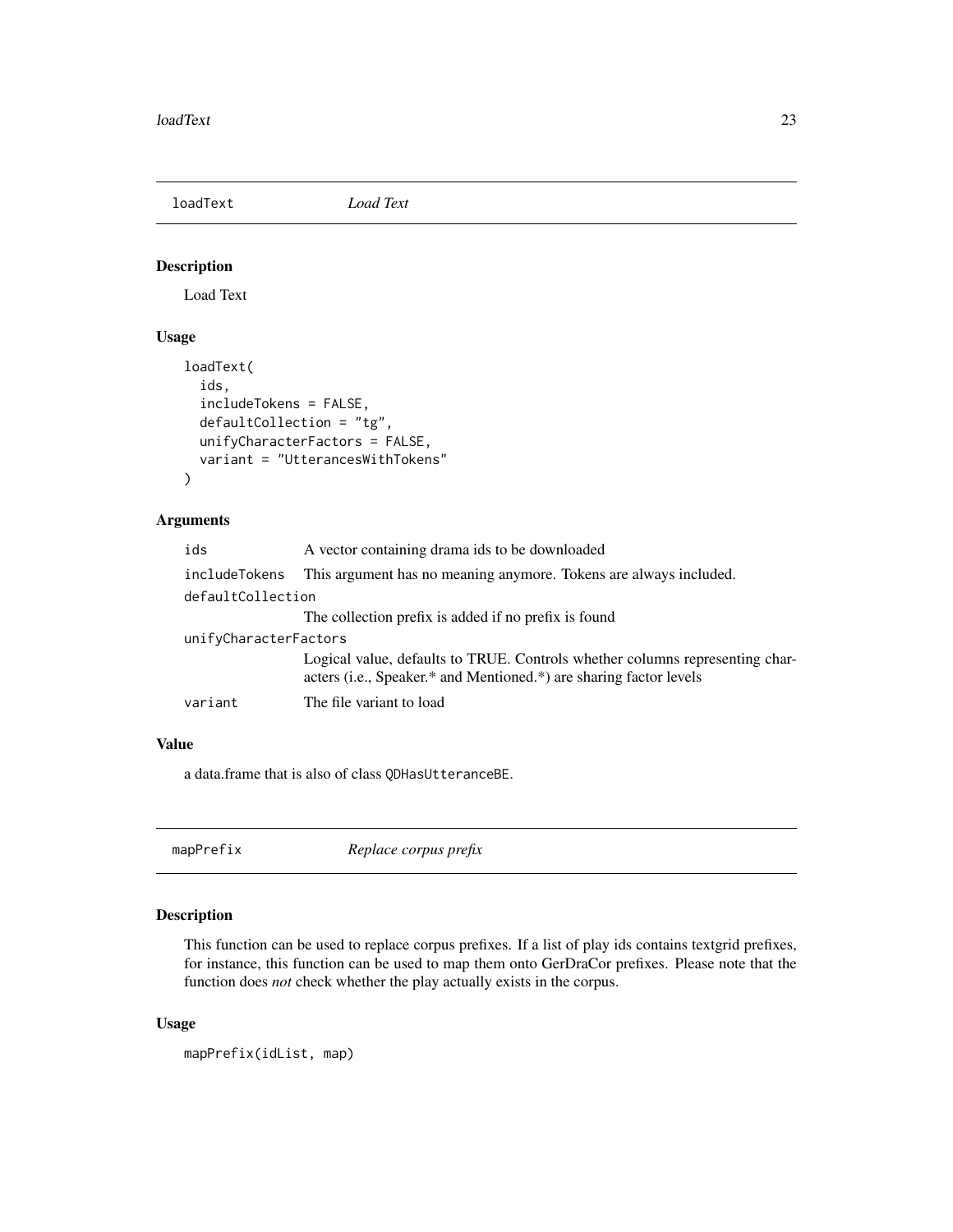## loadText *Load Text*

### Description

Load Text

### Usage

```
loadText(
  ids,
  includeTokens = FALSE,
  defaultCollection = "tg",
  unifyCharacterFactors = FALSE,
  variant = "UtterancesWithTokens"
)
```

### Arguments

| | |
|---|---|
| ids | A vector containing drama ids to be downloaded |
| includeTokens | This argument has no meaning anymore. Tokens are always included. |
| defaultCollection | The collection prefix is added if no prefix is found |
| unifyCharacterFactors | Logical value, defaults to TRUE. Controls whether columns representing characters (i.e., Speaker.* and Mentioned.*) are sharing factor levels |
| variant | The file variant to load |

### Value

a data.frame that is also of class `QDHasUtteranceBE`.

## mapPrefix *Replace corpus prefix*

### Description

This function can be used to replace corpus prefixes. If a list of play ids contains textgrid prefixes, for instance, this function can be used to map them onto GerDraCor prefixes. Please note that the function does *not* check whether the play actually exists in the corpus.

### Usage

```
mapPrefix(idList, map)
```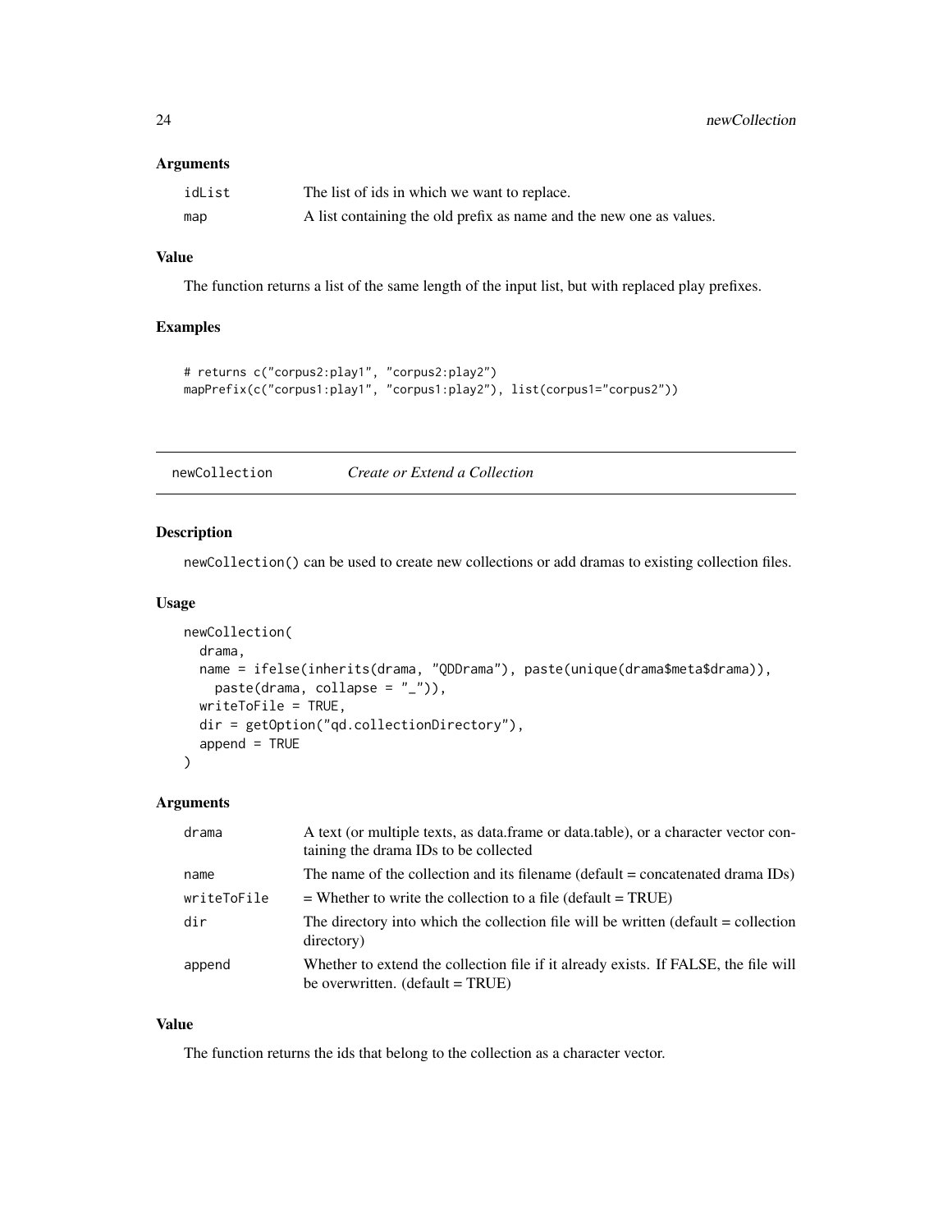### Arguments

| | |
|---|---|
| idList | The list of ids in which we want to replace. |
| map | A list containing the old prefix as name and the new one as values. |

### Value

The function returns a list of the same length of the input list, but with replaced play prefixes.

### Examples

```
# returns c("corpus2:play1", "corpus2:play2")
mapPrefix(c("corpus1:play1", "corpus1:play2"), list(corpus1="corpus2"))
```

---

## newCollection *Create or Extend a Collection*

---

### Description

newCollection() can be used to create new collections or add dramas to existing collection files.

### Usage

```
newCollection(
  drama,
  name = ifelse(inherits(drama, "QDDrama"), paste(unique(drama$meta$drama)),
    paste(drama, collapse = "_")),
  writeToFile = TRUE,
  dir = getOption("qd.collectionDirectory"),
  append = TRUE
)
```

### Arguments

| | |
|---|---|
| drama | A text (or multiple texts, as data.frame or data.table), or a character vector containing the drama IDs to be collected |
| name | The name of the collection and its filename (default = concatenated drama IDs) |
| writeToFile | = Whether to write the collection to a file (default = TRUE) |
| dir | The directory into which the collection file will be written (default = collection directory) |
| append | Whether to extend the collection file if it already exists. If FALSE, the file will be overwritten. (default = TRUE) |

### Value

The function returns the ids that belong to the collection as a character vector.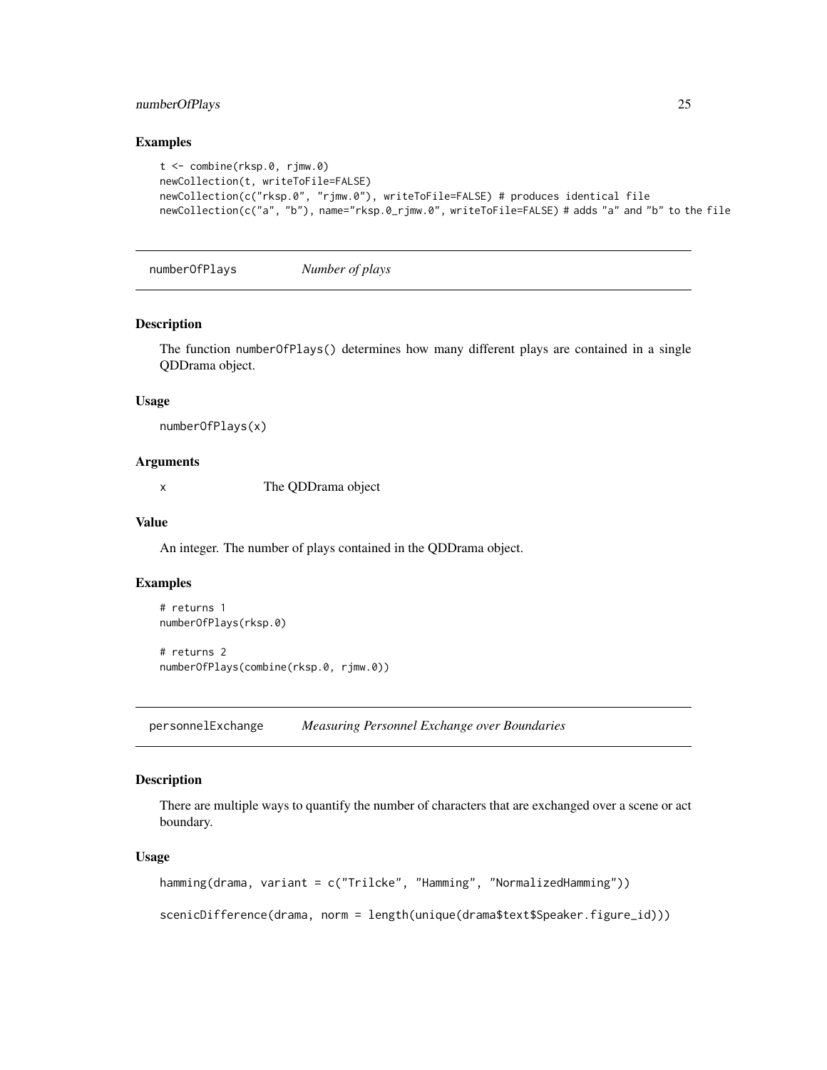## Examples

```
t <- combine(rksp.0, rjmw.0)
newCollection(t, writeToFile=FALSE)
newCollection(c("rksp.0", "rjmw.0"), writeToFile=FALSE) # produces identical file
newCollection(c("a", "b"), name="rksp.0_rjmw.0", writeToFile=FALSE) # adds "a" and "b" to the file
```

---

# numberOfPlays *Number of plays*

---

## Description

The function `numberOfPlays()` determines how many different plays are contained in a single QDDrama object.

## Usage

```
numberOfPlays(x)
```

## Arguments

| | |
|---|---|
| `x` | The QDDrama object |

## Value

An integer. The number of plays contained in the QDDrama object.

## Examples

```
# returns 1
numberOfPlays(rksp.0)

# returns 2
numberOfPlays(combine(rksp.0, rjmw.0))
```

---

# personnelExchange *Measuring Personnel Exchange over Boundaries*

---

## Description

There are multiple ways to quantify the number of characters that are exchanged over a scene or act boundary.

## Usage

```
hamming(drama, variant = c("Trilcke", "Hamming", "NormalizedHamming"))

scenicDifference(drama, norm = length(unique(drama$text$Speaker.figure_id)))
```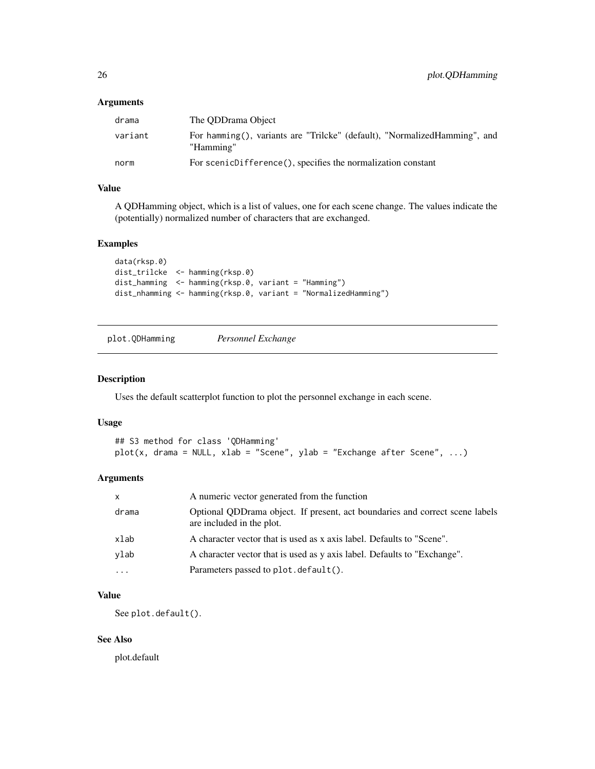### Arguments

| | |
|---|---|
| drama | The QDDrama Object |
| variant | For hamming(), variants are "Trilcke" (default), "NormalizedHamming", and "Hamming" |
| norm | For scenicDifference(), specifies the normalization constant |

### Value

A QDHamming object, which is a list of values, one for each scene change. The values indicate the (potentially) normalized number of characters that are exchanged.

### Examples

```
data(rksp.0)
dist_trilcke  <- hamming(rksp.0)
dist_hamming  <- hamming(rksp.0, variant = "Hamming")
dist_nhamming <- hamming(rksp.0, variant = "NormalizedHamming")
```

## plot.QDHamming *Personnel Exchange*

### Description

Uses the default scatterplot function to plot the personnel exchange in each scene.

### Usage

```
## S3 method for class 'QDHamming'
plot(x, drama = NULL, xlab = "Scene", ylab = "Exchange after Scene", ...)
```

### Arguments

| | |
|---|---|
| x | A numeric vector generated from the function |
| drama | Optional QDDrama object. If present, act boundaries and correct scene labels are included in the plot. |
| xlab | A character vector that is used as x axis label. Defaults to "Scene". |
| ylab | A character vector that is used as y axis label. Defaults to "Exchange". |
| ... | Parameters passed to plot.default(). |

### Value

See plot.default().

### See Also

plot.default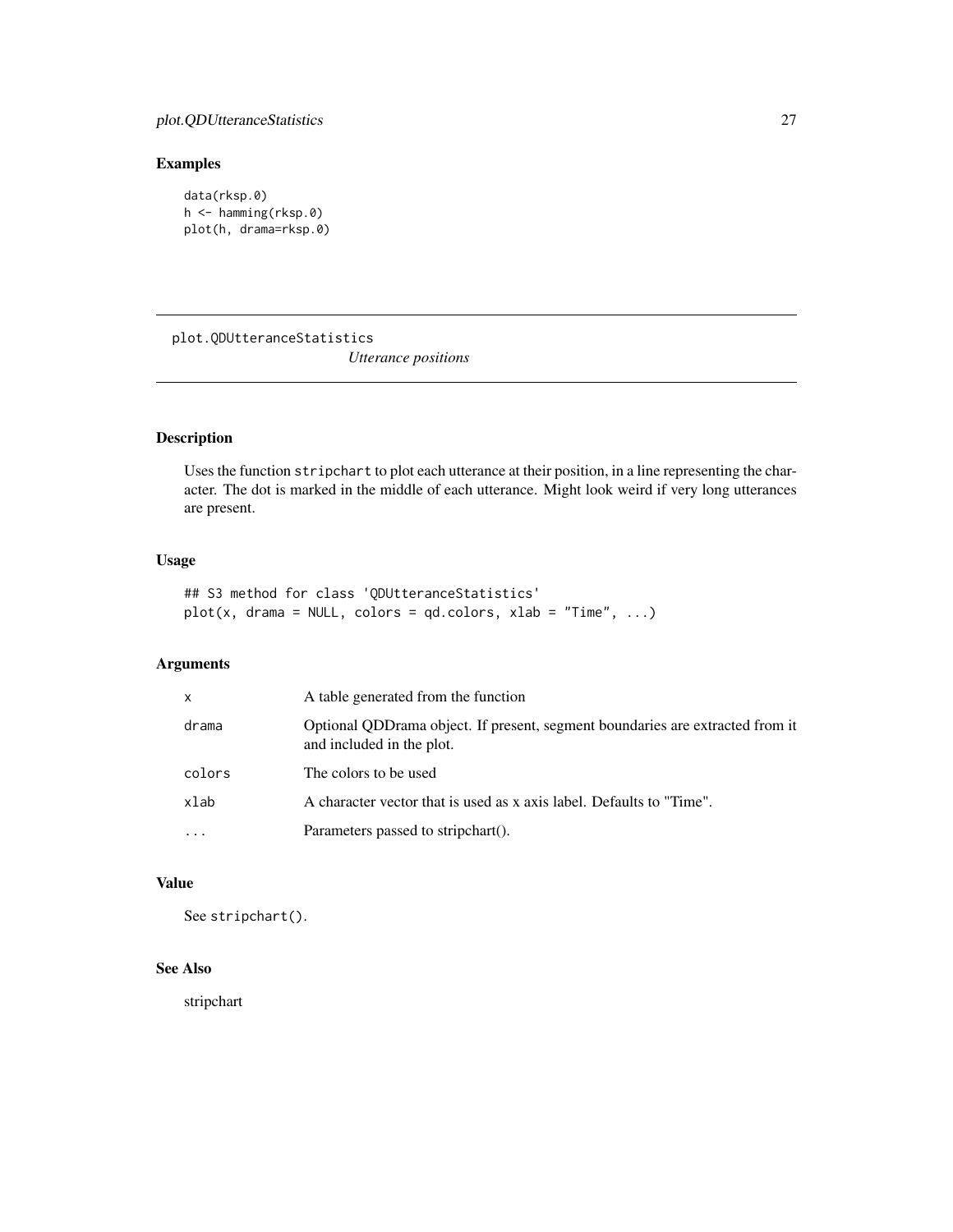## Examples

```
data(rksp.0)
h <- hamming(rksp.0)
plot(h, drama=rksp.0)
```

---

# plot.QDUtteranceStatistics *Utterance positions*

---

## Description

Uses the function `stripchart` to plot each utterance at their position, in a line representing the character. The dot is marked in the middle of each utterance. Might look weird if very long utterances are present.

## Usage

```
## S3 method for class 'QDUtteranceStatistics'
plot(x, drama = NULL, colors = qd.colors, xlab = "Time", ...)
```

## Arguments

| | |
|---|---|
| `x` | A table generated from the function |
| `drama` | Optional QDDrama object. If present, segment boundaries are extracted from it and included in the plot. |
| `colors` | The colors to be used |
| `xlab` | A character vector that is used as x axis label. Defaults to "Time". |
| `...` | Parameters passed to stripchart(). |

## Value

See `stripchart()`.

## See Also

stripchart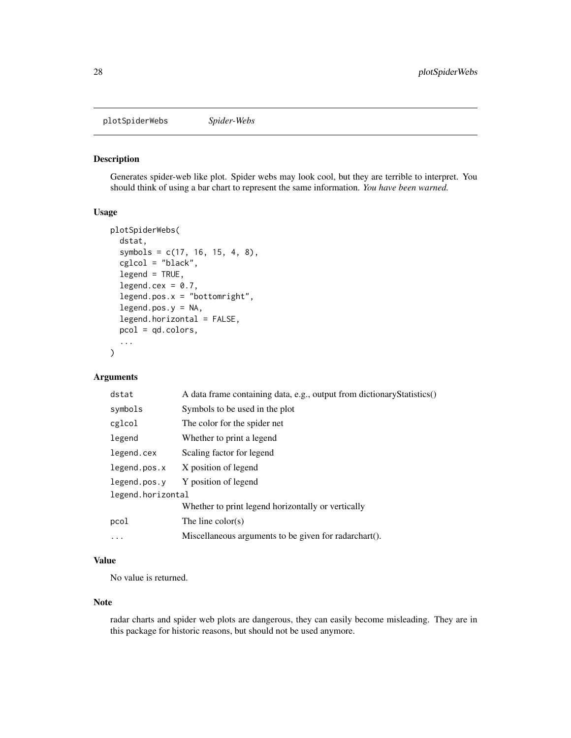plotSpiderWebs *Spider-Webs*

## Description

Generates spider-web like plot. Spider webs may look cool, but they are terrible to interpret. You should think of using a bar chart to represent the same information. *You have been warned.*

## Usage

```
plotSpiderWebs(
  dstat,
  symbols = c(17, 16, 15, 4, 8),
  cglcol = "black",
  legend = TRUE,
  legend.cex = 0.7,
  legend.pos.x = "bottomright",
  legend.pos.y = NA,
  legend.horizontal = FALSE,
  pcol = qd.colors,
  ...
)
```

## Arguments

| | |
|---|---|
| `dstat` | A data frame containing data, e.g., output from dictionaryStatistics() |
| `symbols` | Symbols to be used in the plot |
| `cglcol` | The color for the spider net |
| `legend` | Whether to print a legend |
| `legend.cex` | Scaling factor for legend |
| `legend.pos.x` | X position of legend |
| `legend.pos.y` | Y position of legend |
| `legend.horizontal` | Whether to print legend horizontally or vertically |
| `pcol` | The line color(s) |
| `...` | Miscellaneous arguments to be given for radarchart(). |

## Value

No value is returned.

## Note

radar charts and spider web plots are dangerous, they can easily become misleading. They are in this package for historic reasons, but should not be used anymore.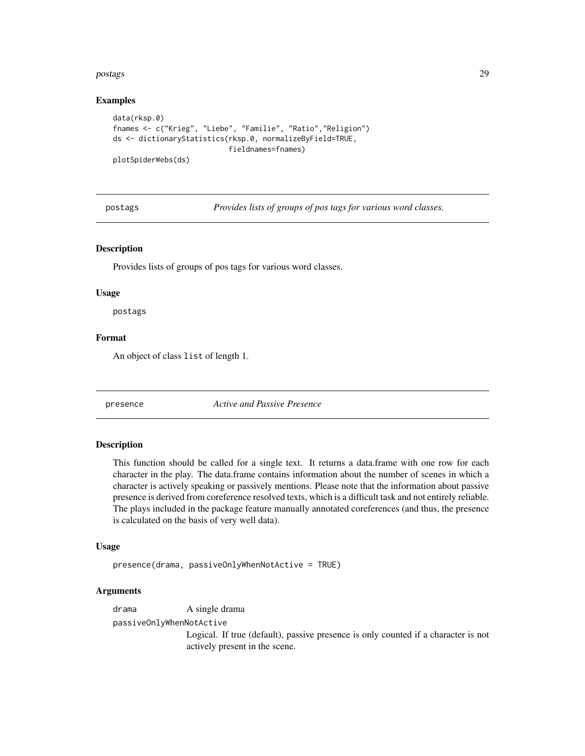### Examples

```
data(rksp.0)
fnames <- c("Krieg", "Liebe", "Familie", "Ratio","Religion")
ds <- dictionaryStatistics(rksp.0, normalizeByField=TRUE,
                           fieldnames=fnames)
plotSpiderWebs(ds)
```

## postags — *Provides lists of groups of pos tags for various word classes.*

### Description

Provides lists of groups of pos tags for various word classes.

### Usage

```
postags
```

### Format

An object of class `list` of length 1.

## presence — *Active and Passive Presence*

### Description

This function should be called for a single text. It returns a data.frame with one row for each character in the play. The data.frame contains information about the number of scenes in which a character is actively speaking or passively mentions. Please note that the information about passive presence is derived from coreference resolved texts, which is a difficult task and not entirely reliable. The plays included in the package feature manually annotated coreferences (and thus, the presence is calculated on the basis of very well data).

### Usage

```
presence(drama, passiveOnlyWhenNotActive = TRUE)
```

### Arguments

`drama` A single drama

`passiveOnlyWhenNotActive` Logical. If true (default), passive presence is only counted if a character is not actively present in the scene.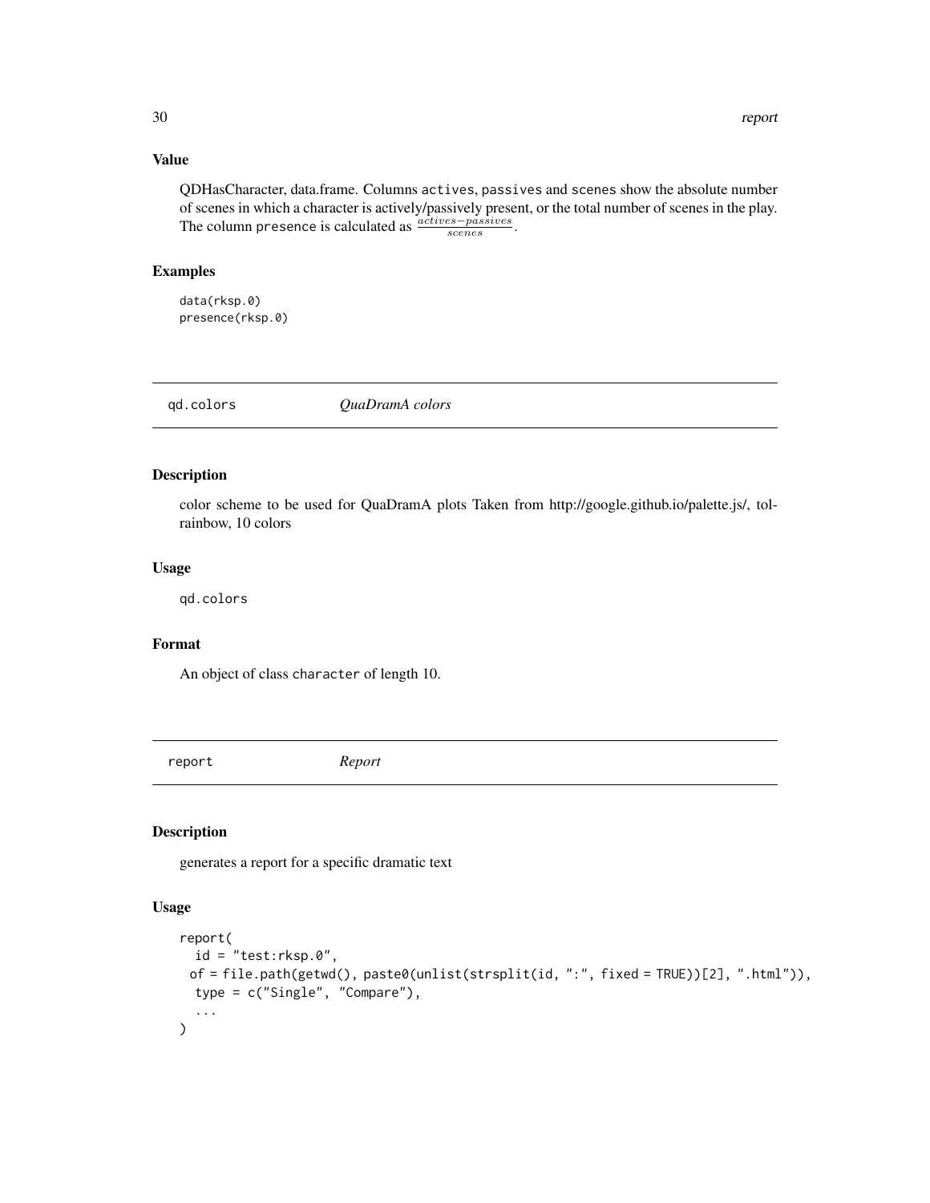## Value

QDHasCharacter, data.frame. Columns `actives`, `passives` and `scenes` show the absolute number of scenes in which a character is actively/passively present, or the total number of scenes in the play. The column `presence` is calculated as $\frac{actives - passives}{scenes}$.

## Examples

```
data(rksp.0)
presence(rksp.0)
```

---

# qd.colors — *QuaDramA colors*

## Description

color scheme to be used for QuaDramA plots Taken from http://google.github.io/palette.js/, tol-rainbow, 10 colors

## Usage

```
qd.colors
```

## Format

An object of class `character` of length 10.

---

# report — *Report*

## Description

generates a report for a specific dramatic text

## Usage

```
report(
  id = "test:rksp.0",
 of = file.path(getwd(), paste0(unlist(strsplit(id, ":", fixed = TRUE))[2], ".html")),
  type = c("Single", "Compare"),
  ...
)
```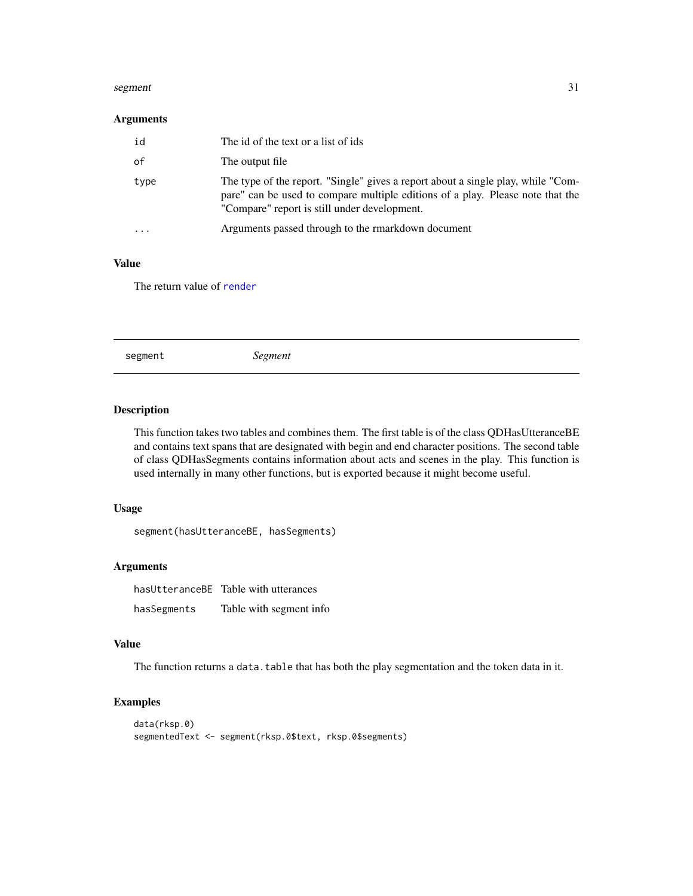### Arguments

| | |
|---|---|
| id | The id of the text or a list of ids |
| of | The output file |
| type | The type of the report. "Single" gives a report about a single play, while "Compare" can be used to compare multiple editions of a play. Please note that the "Compare" report is still under development. |
| ... | Arguments passed through to the rmarkdown document |

### Value

The return value of render

---

## segment *Segment*

---

### Description

This function takes two tables and combines them. The first table is of the class QDHasUtteranceBE and contains text spans that are designated with begin and end character positions. The second table of class QDHasSegments contains information about acts and scenes in the play. This function is used internally in many other functions, but is exported because it might become useful.

### Usage

```
segment(hasUtteranceBE, hasSegments)
```

### Arguments

| | |
|---|---|
| hasUtteranceBE | Table with utterances |
| hasSegments | Table with segment info |

### Value

The function returns a `data.table` that has both the play segmentation and the token data in it.

### Examples

```
data(rksp.0)
segmentedText <- segment(rksp.0$text, rksp.0$segments)
```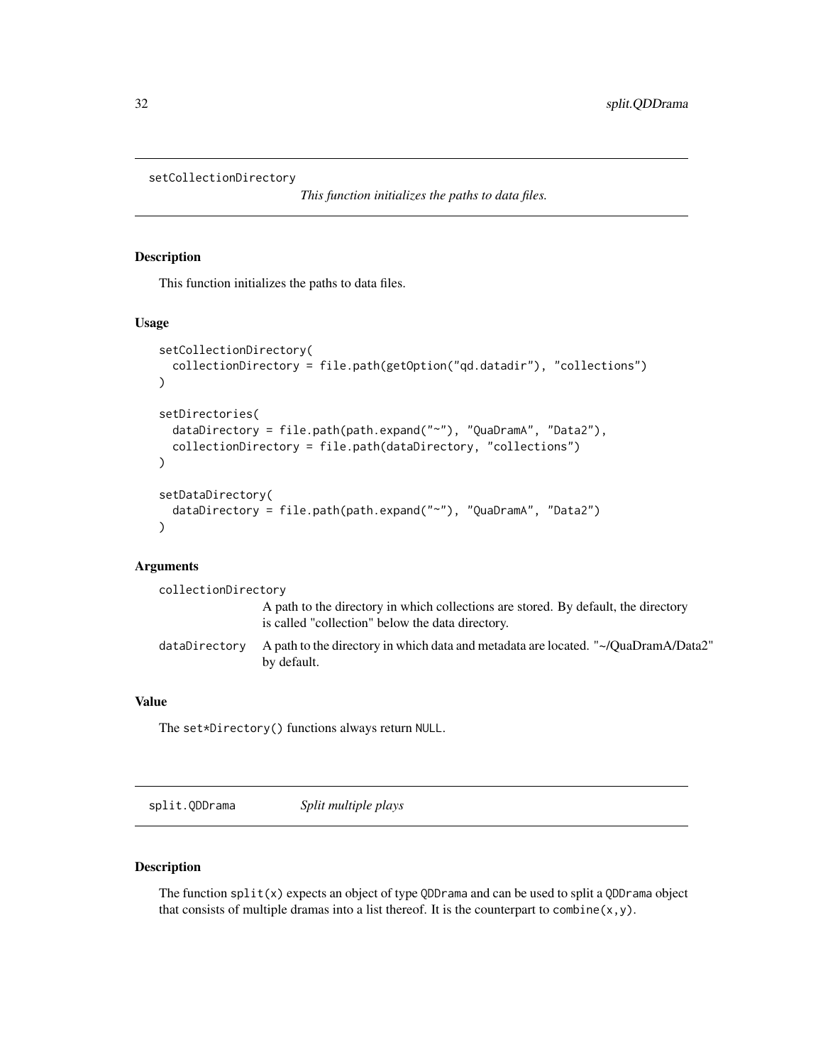## setCollectionDirectory

*This function initializes the paths to data files.*

### Description

This function initializes the paths to data files.

### Usage

```
setCollectionDirectory(
  collectionDirectory = file.path(getOption("qd.datadir"), "collections")
)

setDirectories(
  dataDirectory = file.path(path.expand("~"), "QuaDramA", "Data2"),
  collectionDirectory = file.path(dataDirectory, "collections")
)

setDataDirectory(
  dataDirectory = file.path(path.expand("~"), "QuaDramA", "Data2")
)
```

### Arguments

`collectionDirectory`
: A path to the directory in which collections are stored. By default, the directory is called "collection" below the data directory.

`dataDirectory`
: A path to the directory in which data and metadata are located. "~/QuaDramA/Data2" by default.

### Value

The `set*Directory()` functions always return `NULL`.

## split.QDDrama

*Split multiple plays*

### Description

The function `split(x)` expects an object of type `QDDrama` and can be used to split a `QDDrama` object that consists of multiple dramas into a list thereof. It is the counterpart to `combine(x,y)`.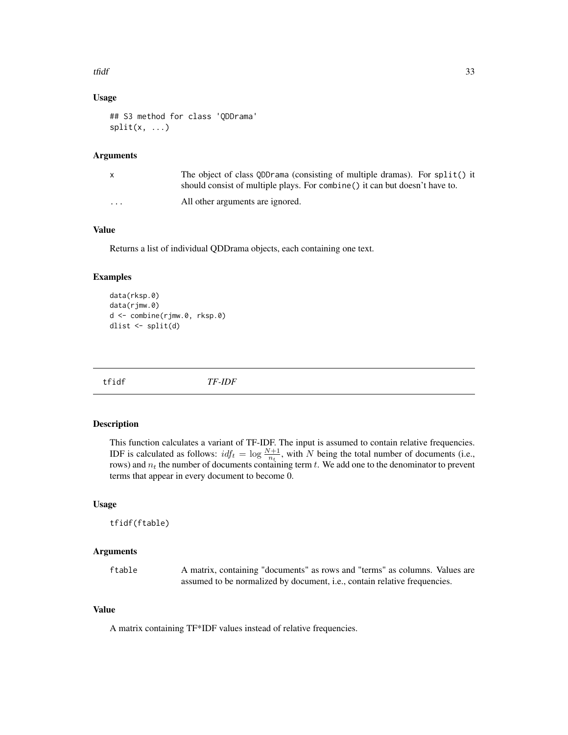### Usage

```
## S3 method for class 'QDDrama'
split(x, ...)
```

### Arguments

| | |
|---|---|
| x | The object of class QDDrama (consisting of multiple dramas). For split() it should consist of multiple plays. For combine() it can but doesn't have to. |
| ... | All other arguments are ignored. |

### Value

Returns a list of individual QDDrama objects, each containing one text.

### Examples

```
data(rksp.0)
data(rjmw.0)
d <- combine(rjmw.0, rksp.0)
dlist <- split(d)
```

---

## tfidf *TF-IDF*

### Description

This function calculates a variant of TF-IDF. The input is assumed to contain relative frequencies. IDF is calculated as follows: $idf_t = \log \frac{N+1}{n_t}$, with $N$ being the total number of documents (i.e., rows) and $n_t$ the number of documents containing term $t$. We add one to the denominator to prevent terms that appear in every document to become 0.

### Usage

```
tfidf(ftable)
```

### Arguments

| | |
|---|---|
| ftable | A matrix, containing "documents" as rows and "terms" as columns. Values are assumed to be normalized by document, i.e., contain relative frequencies. |

### Value

A matrix containing TF*IDF values instead of relative frequencies.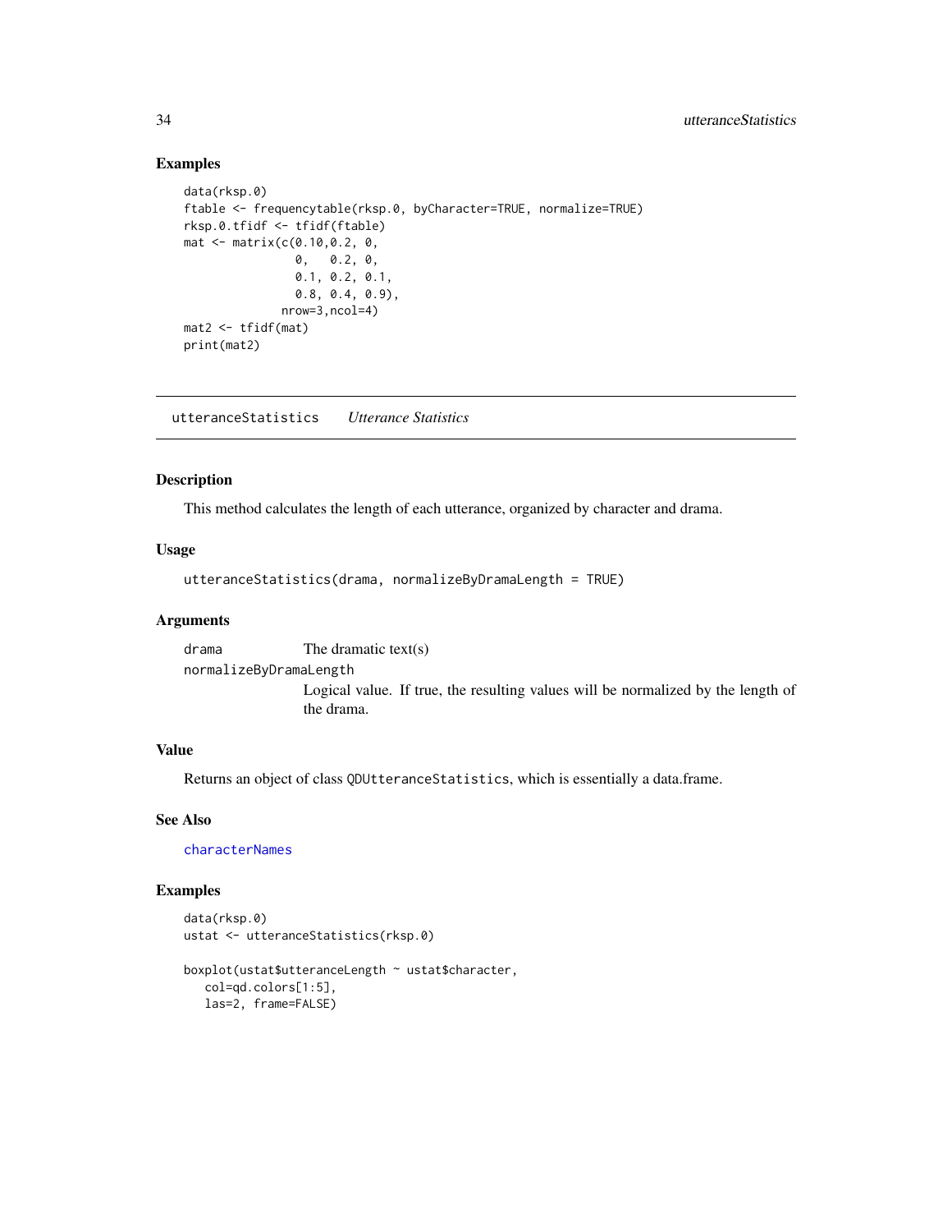## Examples

```
data(rksp.0)
ftable <- frequencytable(rksp.0, byCharacter=TRUE, normalize=TRUE)
rksp.0.tfidf <- tfidf(ftable)
mat <- matrix(c(0.10,0.2, 0,
                0,   0.2, 0,
                0.1, 0.2, 0.1,
                0.8, 0.4, 0.9),
              nrow=3,ncol=4)
mat2 <- tfidf(mat)
print(mat2)
```

---

# utteranceStatistics *Utterance Statistics*

---

## Description

This method calculates the length of each utterance, organized by character and drama.

## Usage

```
utteranceStatistics(drama, normalizeByDramaLength = TRUE)
```

## Arguments

| | |
|---|---|
| drama | The dramatic text(s) |
| normalizeByDramaLength | Logical value. If true, the resulting values will be normalized by the length of the drama. |

## Value

Returns an object of class `QDUtteranceStatistics`, which is essentially a data.frame.

## See Also

characterNames

## Examples

```
data(rksp.0)
ustat <- utteranceStatistics(rksp.0)

boxplot(ustat$utteranceLength ~ ustat$character,
   col=qd.colors[1:5],
   las=2, frame=FALSE)
```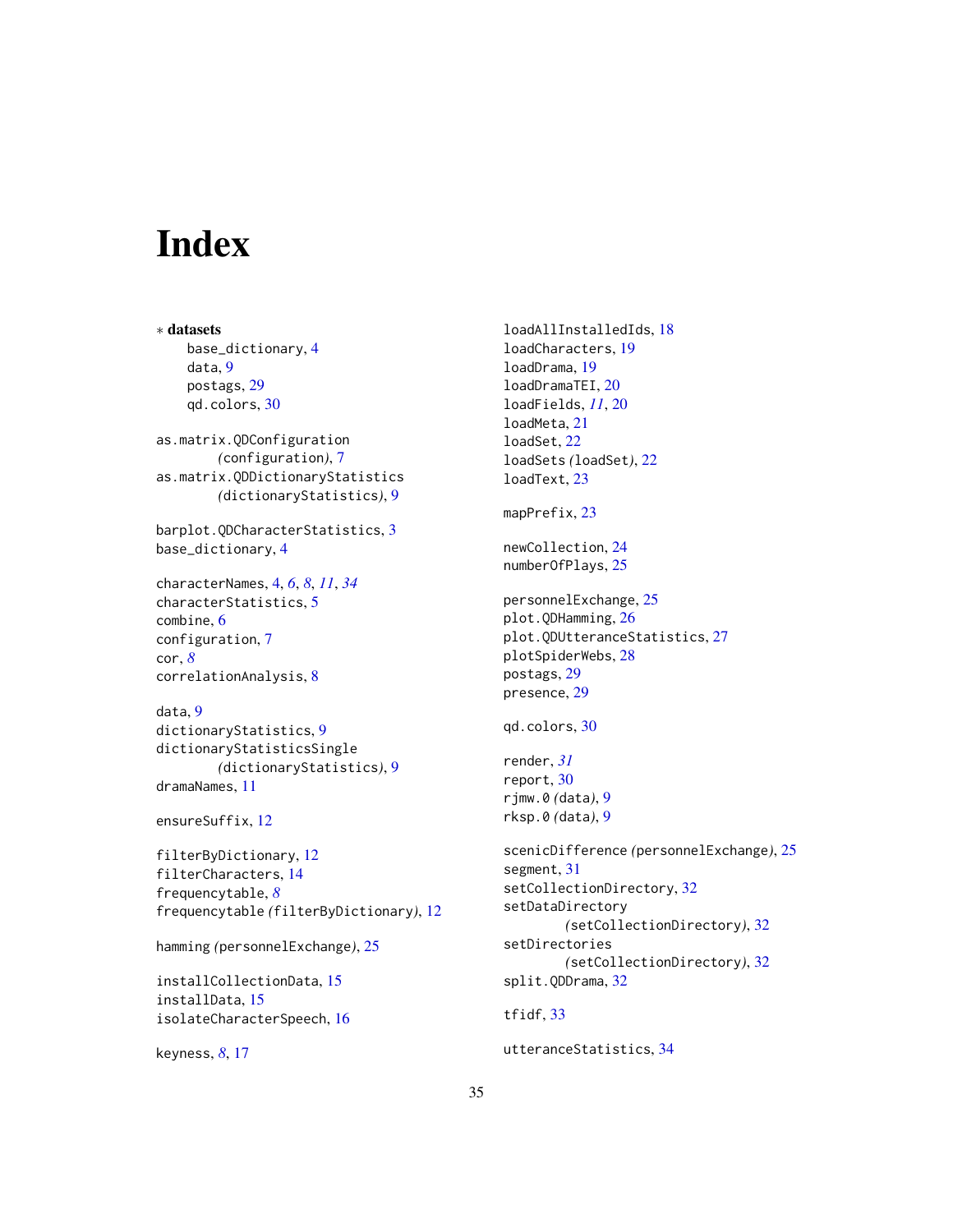# Index

∗ **datasets**
  base_dictionary, 4
  data, 9
  postags, 29
  qd.colors, 30

as.matrix.QDConfiguration
  *(configuration)*, 7
as.matrix.QDDictionaryStatistics
  *(dictionaryStatistics)*, 9

barplot.QDCharacterStatistics, 3
base_dictionary, 4

characterNames, 4, *6*, *8*, *11*, *34*
characterStatistics, 5
combine, 6
configuration, 7
cor, *8*
correlationAnalysis, 8

data, 9
dictionaryStatistics, 9
dictionaryStatisticsSingle
  *(dictionaryStatistics)*, 9
dramaNames, 11

ensureSuffix, 12

filterByDictionary, 12
filterCharacters, 14
frequencytable, *8*
frequencytable *(filterByDictionary)*, 12

hamming *(personnelExchange)*, 25

installCollectionData, 15
installData, 15
isolateCharacterSpeech, 16

keyness, *8*, 17

loadAllInstalledIds, 18
loadCharacters, 19
loadDrama, 19
loadDramaTEI, 20
loadFields, *11*, 20
loadMeta, 21
loadSet, 22
loadSets *(loadSet)*, 22
loadText, 23

mapPrefix, 23

newCollection, 24
numberOfPlays, 25

personnelExchange, 25
plot.QDHamming, 26
plot.QDUtteranceStatistics, 27
plotSpiderWebs, 28
postags, 29
presence, 29

qd.colors, 30

render, *31*
report, 30
rjmw.0 *(data)*, 9
rksp.0 *(data)*, 9

scenicDifference *(personnelExchange)*, 25
segment, 31
setCollectionDirectory, 32
setDataDirectory
  *(setCollectionDirectory)*, 32
setDirectories
  *(setCollectionDirectory)*, 32
split.QDDrama, 32

tfidf, 33

utteranceStatistics, 34